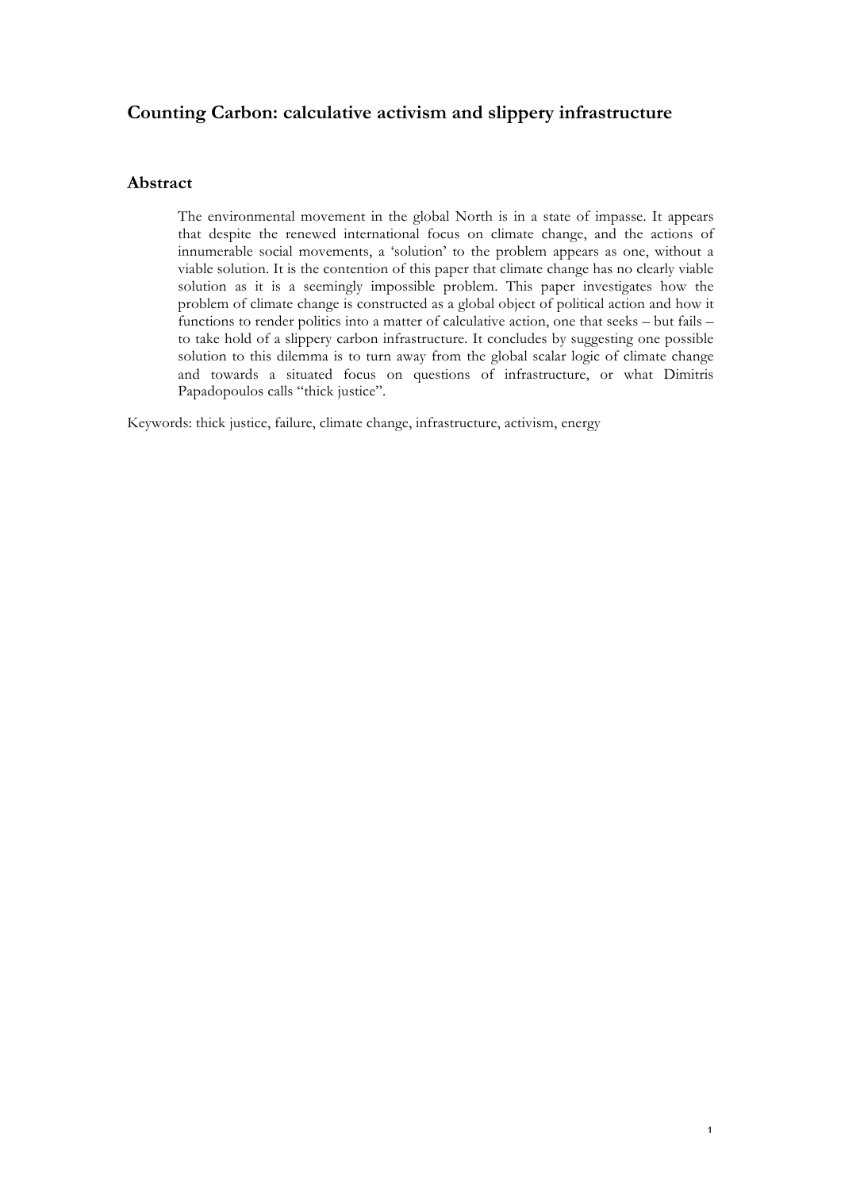# Counting Carbon: calculative activism and slippery infrastructure

## Abstract

The environmental movement in the global North is in a state of impasse. It appears that despite the renewed international focus on climate change, and the actions of innumerable social movements, a 'solution' to the problem appears as one, without a viable solution. It is the contention of this paper that climate change has no clearly viable solution as it is a seemingly impossible problem. This paper investigates how the problem of climate change is constructed as a global object of political action and how it functions to render politics into a matter of calculative action, one that seeks – but fails – to take hold of a slippery carbon infrastructure. It concludes by suggesting one possible solution to this dilemma is to turn away from the global scalar logic of climate change and towards a situated focus on questions of infrastructure, or what Dimitris Papadopoulos calls "thick justice".

Keywords: thick justice, failure, climate change, infrastructure, activism, energy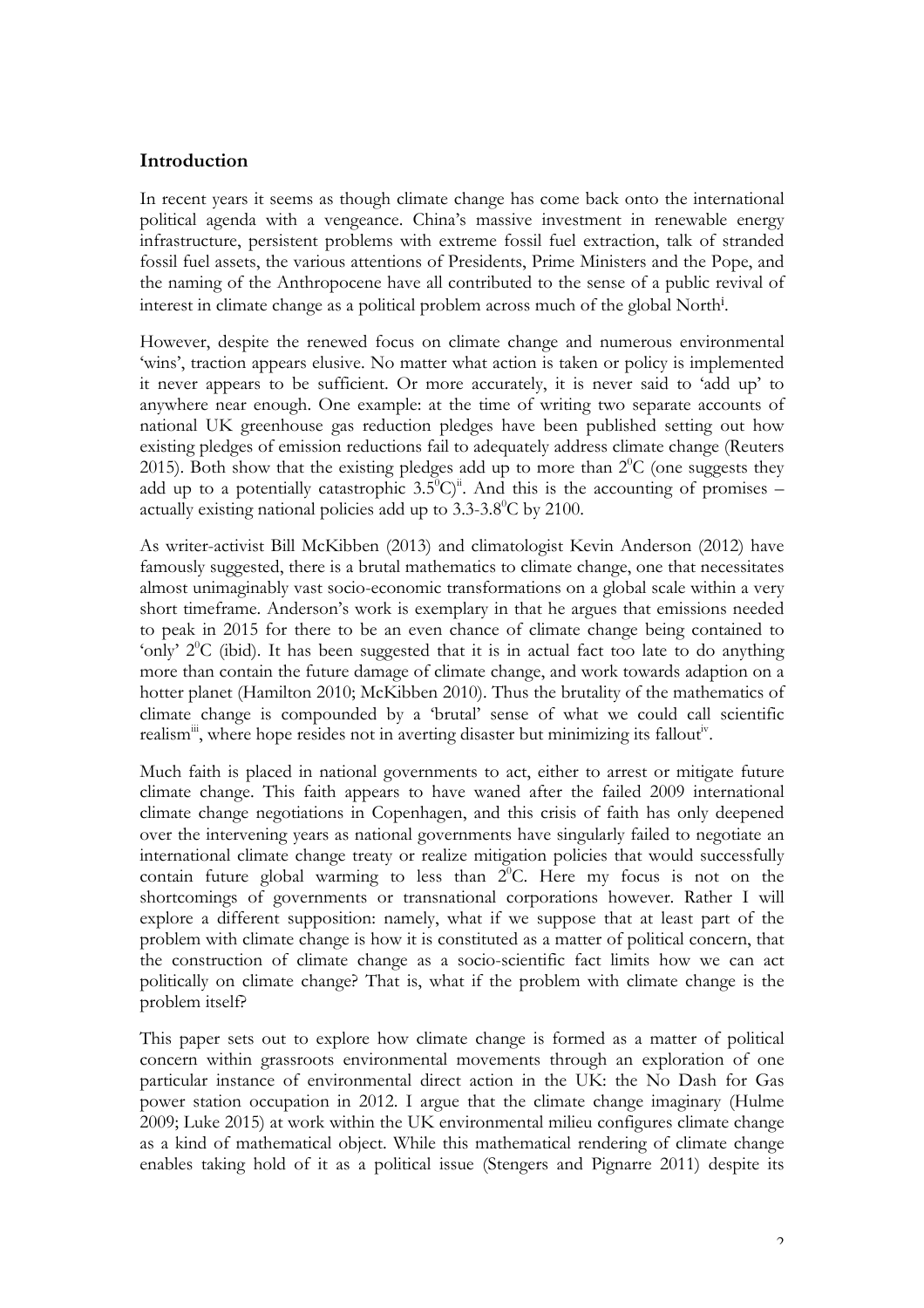## Introduction

In recent years it seems as though climate change has come back onto the international political agenda with a vengeance. China's massive investment in renewable energy infrastructure, persistent problems with extreme fossil fuel extraction, talk of stranded fossil fuel assets, the various attentions of Presidents, Prime Ministers and the Pope, and the naming of the Anthropocene have all contributed to the sense of a public revival of interest in climate change as a political problem across much of the global North[i].

However, despite the renewed focus on climate change and numerous environmental 'wins', traction appears elusive. No matter what action is taken or policy is implemented it never appears to be sufficient. Or more accurately, it is never said to 'add up' to anywhere near enough. One example: at the time of writing two separate accounts of national UK greenhouse gas reduction pledges have been published setting out how existing pledges of emission reductions fail to adequately address climate change (Reuters 2015). Both show that the existing pledges add up to more than 2$^0$C (one suggests they add up to a potentially catastrophic 3.5$^0$C)[ii]. And this is the accounting of promises – actually existing national policies add up to 3.3-3.8$^0$C by 2100.

As writer-activist Bill McKibben (2013) and climatologist Kevin Anderson (2012) have famously suggested, there is a brutal mathematics to climate change, one that necessitates almost unimaginably vast socio-economic transformations on a global scale within a very short timeframe. Anderson's work is exemplary in that he argues that emissions needed to peak in 2015 for there to be an even chance of climate change being contained to 'only' 2$^0$C (ibid). It has been suggested that it is in actual fact too late to do anything more than contain the future damage of climate change, and work towards adaption on a hotter planet (Hamilton 2010; McKibben 2010). Thus the brutality of the mathematics of climate change is compounded by a 'brutal' sense of what we could call scientific realism[iii], where hope resides not in averting disaster but minimizing its fallout[iv].

Much faith is placed in national governments to act, either to arrest or mitigate future climate change. This faith appears to have waned after the failed 2009 international climate change negotiations in Copenhagen, and this crisis of faith has only deepened over the intervening years as national governments have singularly failed to negotiate an international climate change treaty or realize mitigation policies that would successfully contain future global warming to less than 2$^0$C. Here my focus is not on the shortcomings of governments or transnational corporations however. Rather I will explore a different supposition: namely, what if we suppose that at least part of the problem with climate change is how it is constituted as a matter of political concern, that the construction of climate change as a socio-scientific fact limits how we can act politically on climate change? That is, what if the problem with climate change is the problem itself?

This paper sets out to explore how climate change is formed as a matter of political concern within grassroots environmental movements through an exploration of one particular instance of environmental direct action in the UK: the No Dash for Gas power station occupation in 2012. I argue that the climate change imaginary (Hulme 2009; Luke 2015) at work within the UK environmental milieu configures climate change as a kind of mathematical object. While this mathematical rendering of climate change enables taking hold of it as a political issue (Stengers and Pignarre 2011) despite its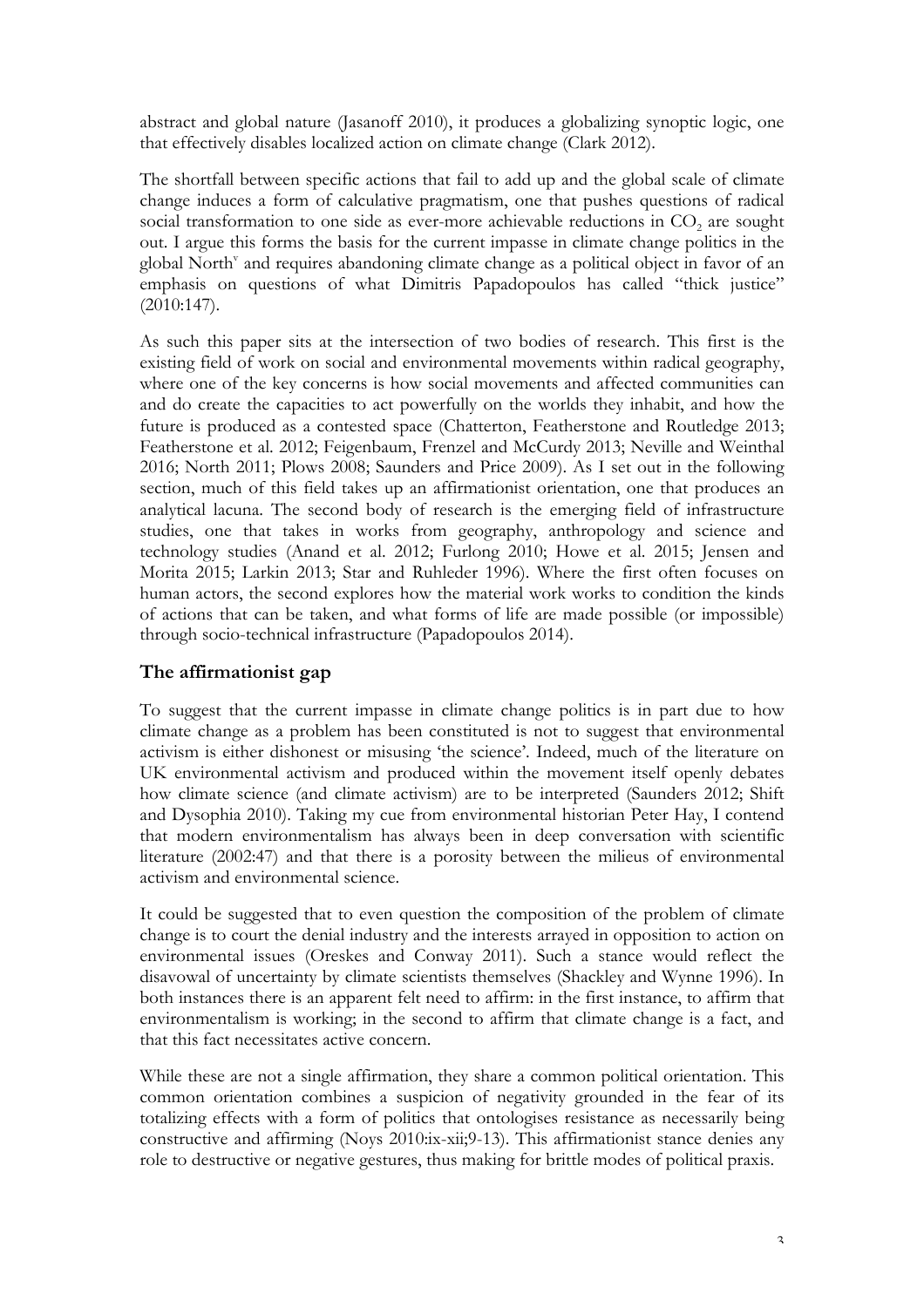abstract and global nature (Jasanoff 2010), it produces a globalizing synoptic logic, one that effectively disables localized action on climate change (Clark 2012).

The shortfall between specific actions that fail to add up and the global scale of climate change induces a form of calculative pragmatism, one that pushes questions of radical social transformation to one side as ever-more achievable reductions in $CO_2$ are sought out. I argue this forms the basis for the current impasse in climate change politics in the global North[v] and requires abandoning climate change as a political object in favor of an emphasis on questions of what Dimitris Papadopoulos has called "thick justice" (2010:147).

As such this paper sits at the intersection of two bodies of research. This first is the existing field of work on social and environmental movements within radical geography, where one of the key concerns is how social movements and affected communities can and do create the capacities to act powerfully on the worlds they inhabit, and how the future is produced as a contested space (Chatterton, Featherstone and Routledge 2013; Featherstone et al. 2012; Feigenbaum, Frenzel and McCurdy 2013; Neville and Weinthal 2016; North 2011; Plows 2008; Saunders and Price 2009). As I set out in the following section, much of this field takes up an affirmationist orientation, one that produces an analytical lacuna. The second body of research is the emerging field of infrastructure studies, one that takes in works from geography, anthropology and science and technology studies (Anand et al. 2012; Furlong 2010; Howe et al. 2015; Jensen and Morita 2015; Larkin 2013; Star and Ruhleder 1996). Where the first often focuses on human actors, the second explores how the material work works to condition the kinds of actions that can be taken, and what forms of life are made possible (or impossible) through socio-technical infrastructure (Papadopoulos 2014).

## The affirmationist gap

To suggest that the current impasse in climate change politics is in part due to how climate change as a problem has been constituted is not to suggest that environmental activism is either dishonest or misusing 'the science'. Indeed, much of the literature on UK environmental activism and produced within the movement itself openly debates how climate science (and climate activism) are to be interpreted (Saunders 2012; Shift and Dysophia 2010). Taking my cue from environmental historian Peter Hay, I contend that modern environmentalism has always been in deep conversation with scientific literature (2002:47) and that there is a porosity between the milieus of environmental activism and environmental science.

It could be suggested that to even question the composition of the problem of climate change is to court the denial industry and the interests arrayed in opposition to action on environmental issues (Oreskes and Conway 2011). Such a stance would reflect the disavowal of uncertainty by climate scientists themselves (Shackley and Wynne 1996). In both instances there is an apparent felt need to affirm: in the first instance, to affirm that environmentalism is working; in the second to affirm that climate change is a fact, and that this fact necessitates active concern.

While these are not a single affirmation, they share a common political orientation. This common orientation combines a suspicion of negativity grounded in the fear of its totalizing effects with a form of politics that ontologises resistance as necessarily being constructive and affirming (Noys 2010:ix-xii;9-13). This affirmationist stance denies any role to destructive or negative gestures, thus making for brittle modes of political praxis.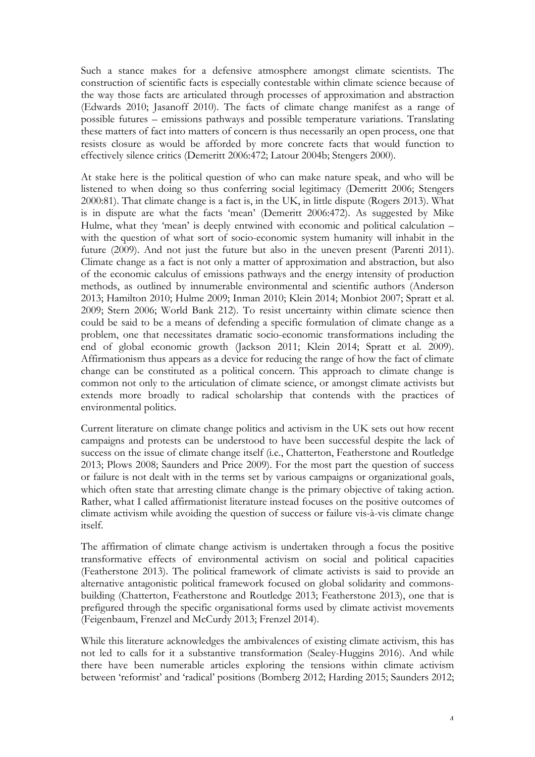Such a stance makes for a defensive atmosphere amongst climate scientists. The construction of scientific facts is especially contestable within climate science because of the way those facts are articulated through processes of approximation and abstraction (Edwards 2010; Jasanoff 2010). The facts of climate change manifest as a range of possible futures – emissions pathways and possible temperature variations. Translating these matters of fact into matters of concern is thus necessarily an open process, one that resists closure as would be afforded by more concrete facts that would function to effectively silence critics (Demeritt 2006:472; Latour 2004b; Stengers 2000).

At stake here is the political question of who can make nature speak, and who will be listened to when doing so thus conferring social legitimacy (Demeritt 2006; Stengers 2000:81). That climate change is a fact is, in the UK, in little dispute (Rogers 2013). What is in dispute are what the facts 'mean' (Demeritt 2006:472). As suggested by Mike Hulme, what they 'mean' is deeply entwined with economic and political calculation – with the question of what sort of socio-economic system humanity will inhabit in the future (2009). And not just the future but also in the uneven present (Parenti 2011). Climate change as a fact is not only a matter of approximation and abstraction, but also of the economic calculus of emissions pathways and the energy intensity of production methods, as outlined by innumerable environmental and scientific authors (Anderson 2013; Hamilton 2010; Hulme 2009; Inman 2010; Klein 2014; Monbiot 2007; Spratt et al. 2009; Stern 2006; World Bank 212). To resist uncertainty within climate science then could be said to be a means of defending a specific formulation of climate change as a problem, one that necessitates dramatic socio-economic transformations including the end of global economic growth (Jackson 2011; Klein 2014; Spratt et al. 2009). Affirmationism thus appears as a device for reducing the range of how the fact of climate change can be constituted as a political concern. This approach to climate change is common not only to the articulation of climate science, or amongst climate activists but extends more broadly to radical scholarship that contends with the practices of environmental politics.

Current literature on climate change politics and activism in the UK sets out how recent campaigns and protests can be understood to have been successful despite the lack of success on the issue of climate change itself (i.e., Chatterton, Featherstone and Routledge 2013; Plows 2008; Saunders and Price 2009). For the most part the question of success or failure is not dealt with in the terms set by various campaigns or organizational goals, which often state that arresting climate change is the primary objective of taking action. Rather, what I called affirmationist literature instead focuses on the positive outcomes of climate activism while avoiding the question of success or failure vis-à-vis climate change itself.

The affirmation of climate change activism is undertaken through a focus the positive transformative effects of environmental activism on social and political capacities (Featherstone 2013). The political framework of climate activists is said to provide an alternative antagonistic political framework focused on global solidarity and commons-building (Chatterton, Featherstone and Routledge 2013; Featherstone 2013), one that is prefigured through the specific organisational forms used by climate activist movements (Feigenbaum, Frenzel and McCurdy 2013; Frenzel 2014).

While this literature acknowledges the ambivalences of existing climate activism, this has not led to calls for it a substantive transformation (Sealey-Huggins 2016). And while there have been numerable articles exploring the tensions within climate activism between 'reformist' and 'radical' positions (Bomberg 2012; Harding 2015; Saunders 2012;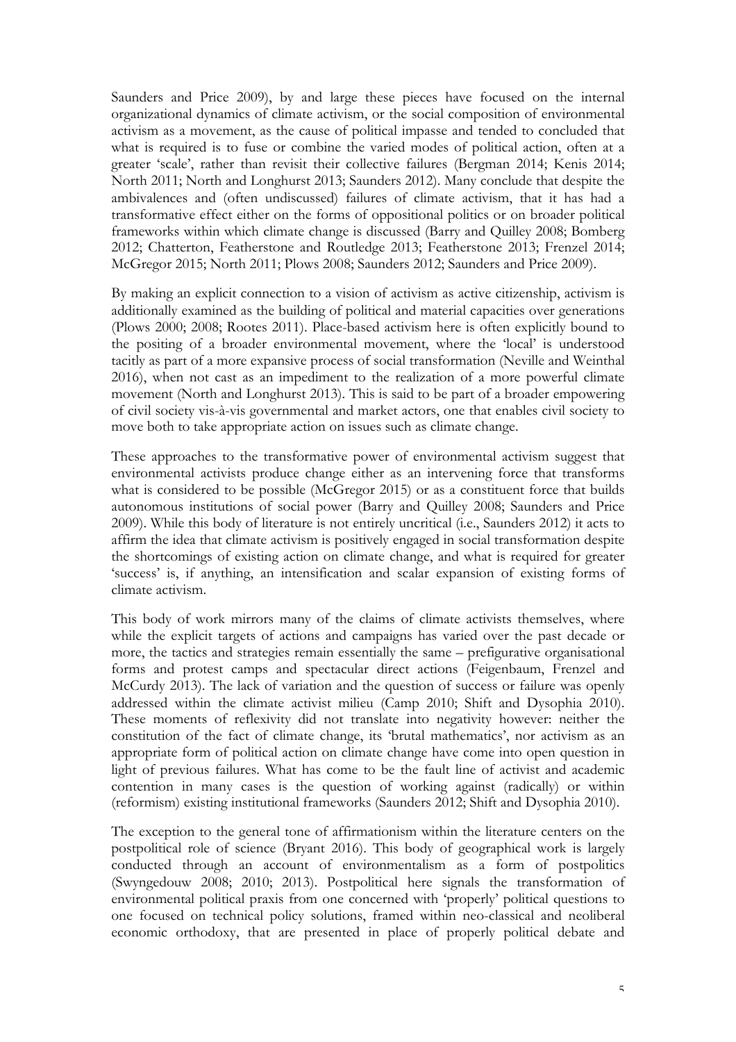Saunders and Price 2009), by and large these pieces have focused on the internal organizational dynamics of climate activism, or the social composition of environmental activism as a movement, as the cause of political impasse and tended to concluded that what is required is to fuse or combine the varied modes of political action, often at a greater 'scale', rather than revisit their collective failures (Bergman 2014; Kenis 2014; North 2011; North and Longhurst 2013; Saunders 2012). Many conclude that despite the ambivalences and (often undiscussed) failures of climate activism, that it has had a transformative effect either on the forms of oppositional politics or on broader political frameworks within which climate change is discussed (Barry and Quilley 2008; Bomberg 2012; Chatterton, Featherstone and Routledge 2013; Featherstone 2013; Frenzel 2014; McGregor 2015; North 2011; Plows 2008; Saunders 2012; Saunders and Price 2009).

By making an explicit connection to a vision of activism as active citizenship, activism is additionally examined as the building of political and material capacities over generations (Plows 2000; 2008; Rootes 2011). Place-based activism here is often explicitly bound to the positing of a broader environmental movement, where the 'local' is understood tacitly as part of a more expansive process of social transformation (Neville and Weinthal 2016), when not cast as an impediment to the realization of a more powerful climate movement (North and Longhurst 2013). This is said to be part of a broader empowering of civil society vis-à-vis governmental and market actors, one that enables civil society to move both to take appropriate action on issues such as climate change.

These approaches to the transformative power of environmental activism suggest that environmental activists produce change either as an intervening force that transforms what is considered to be possible (McGregor 2015) or as a constituent force that builds autonomous institutions of social power (Barry and Quilley 2008; Saunders and Price 2009). While this body of literature is not entirely uncritical (i.e., Saunders 2012) it acts to affirm the idea that climate activism is positively engaged in social transformation despite the shortcomings of existing action on climate change, and what is required for greater 'success' is, if anything, an intensification and scalar expansion of existing forms of climate activism.

This body of work mirrors many of the claims of climate activists themselves, where while the explicit targets of actions and campaigns has varied over the past decade or more, the tactics and strategies remain essentially the same – prefigurative organisational forms and protest camps and spectacular direct actions (Feigenbaum, Frenzel and McCurdy 2013). The lack of variation and the question of success or failure was openly addressed within the climate activist milieu (Camp 2010; Shift and Dysophia 2010). These moments of reflexivity did not translate into negativity however: neither the constitution of the fact of climate change, its 'brutal mathematics', nor activism as an appropriate form of political action on climate change have come into open question in light of previous failures. What has come to be the fault line of activist and academic contention in many cases is the question of working against (radically) or within (reformism) existing institutional frameworks (Saunders 2012; Shift and Dysophia 2010).

The exception to the general tone of affirmationism within the literature centers on the postpolitical role of science (Bryant 2016). This body of geographical work is largely conducted through an account of environmentalism as a form of postpolitics (Swyngedouw 2008; 2010; 2013). Postpolitical here signals the transformation of environmental political praxis from one concerned with 'properly' political questions to one focused on technical policy solutions, framed within neo-classical and neoliberal economic orthodoxy, that are presented in place of properly political debate and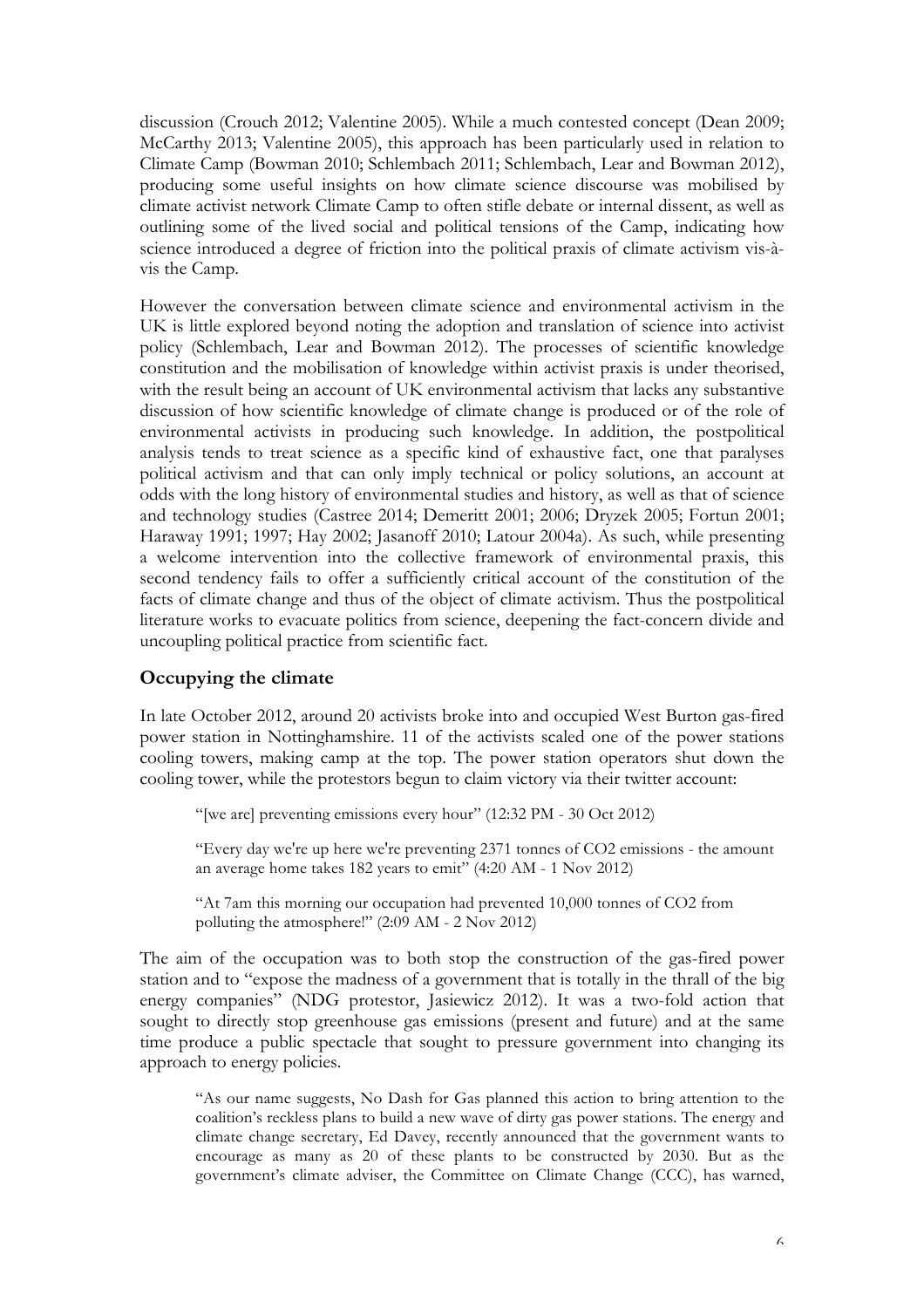discussion (Crouch 2012; Valentine 2005). While a much contested concept (Dean 2009; McCarthy 2013; Valentine 2005), this approach has been particularly used in relation to Climate Camp (Bowman 2010; Schlembach 2011; Schlembach, Lear and Bowman 2012), producing some useful insights on how climate science discourse was mobilised by climate activist network Climate Camp to often stifle debate or internal dissent, as well as outlining some of the lived social and political tensions of the Camp, indicating how science introduced a degree of friction into the political praxis of climate activism vis-à-vis the Camp.

However the conversation between climate science and environmental activism in the UK is little explored beyond noting the adoption and translation of science into activist policy (Schlembach, Lear and Bowman 2012). The processes of scientific knowledge constitution and the mobilisation of knowledge within activist praxis is under theorised, with the result being an account of UK environmental activism that lacks any substantive discussion of how scientific knowledge of climate change is produced or of the role of environmental activists in producing such knowledge. In addition, the postpolitical analysis tends to treat science as a specific kind of exhaustive fact, one that paralyses political activism and that can only imply technical or policy solutions, an account at odds with the long history of environmental studies and history, as well as that of science and technology studies (Castree 2014; Demeritt 2001; 2006; Dryzek 2005; Fortun 2001; Haraway 1991; 1997; Hay 2002; Jasanoff 2010; Latour 2004a). As such, while presenting a welcome intervention into the collective framework of environmental praxis, this second tendency fails to offer a sufficiently critical account of the constitution of the facts of climate change and thus of the object of climate activism. Thus the postpolitical literature works to evacuate politics from science, deepening the fact-concern divide and uncoupling political practice from scientific fact.

## Occupying the climate

In late October 2012, around 20 activists broke into and occupied West Burton gas-fired power station in Nottinghamshire. 11 of the activists scaled one of the power stations cooling towers, making camp at the top. The power station operators shut down the cooling tower, while the protestors begun to claim victory via their twitter account:

> "[we are] preventing emissions every hour" (12:32 PM - 30 Oct 2012)
>
> "Every day we're up here we're preventing 2371 tonnes of CO2 emissions - the amount an average home takes 182 years to emit" (4:20 AM - 1 Nov 2012)
>
> "At 7am this morning our occupation had prevented 10,000 tonnes of CO2 from polluting the atmosphere!" (2:09 AM - 2 Nov 2012)

The aim of the occupation was to both stop the construction of the gas-fired power station and to "expose the madness of a government that is totally in the thrall of the big energy companies" (NDG protestor, Jasiewicz 2012). It was a two-fold action that sought to directly stop greenhouse gas emissions (present and future) and at the same time produce a public spectacle that sought to pressure government into changing its approach to energy policies.

> "As our name suggests, No Dash for Gas planned this action to bring attention to the coalition's reckless plans to build a new wave of dirty gas power stations. The energy and climate change secretary, Ed Davey, recently announced that the government wants to encourage as many as 20 of these plants to be constructed by 2030. But as the government's climate adviser, the Committee on Climate Change (CCC), has warned,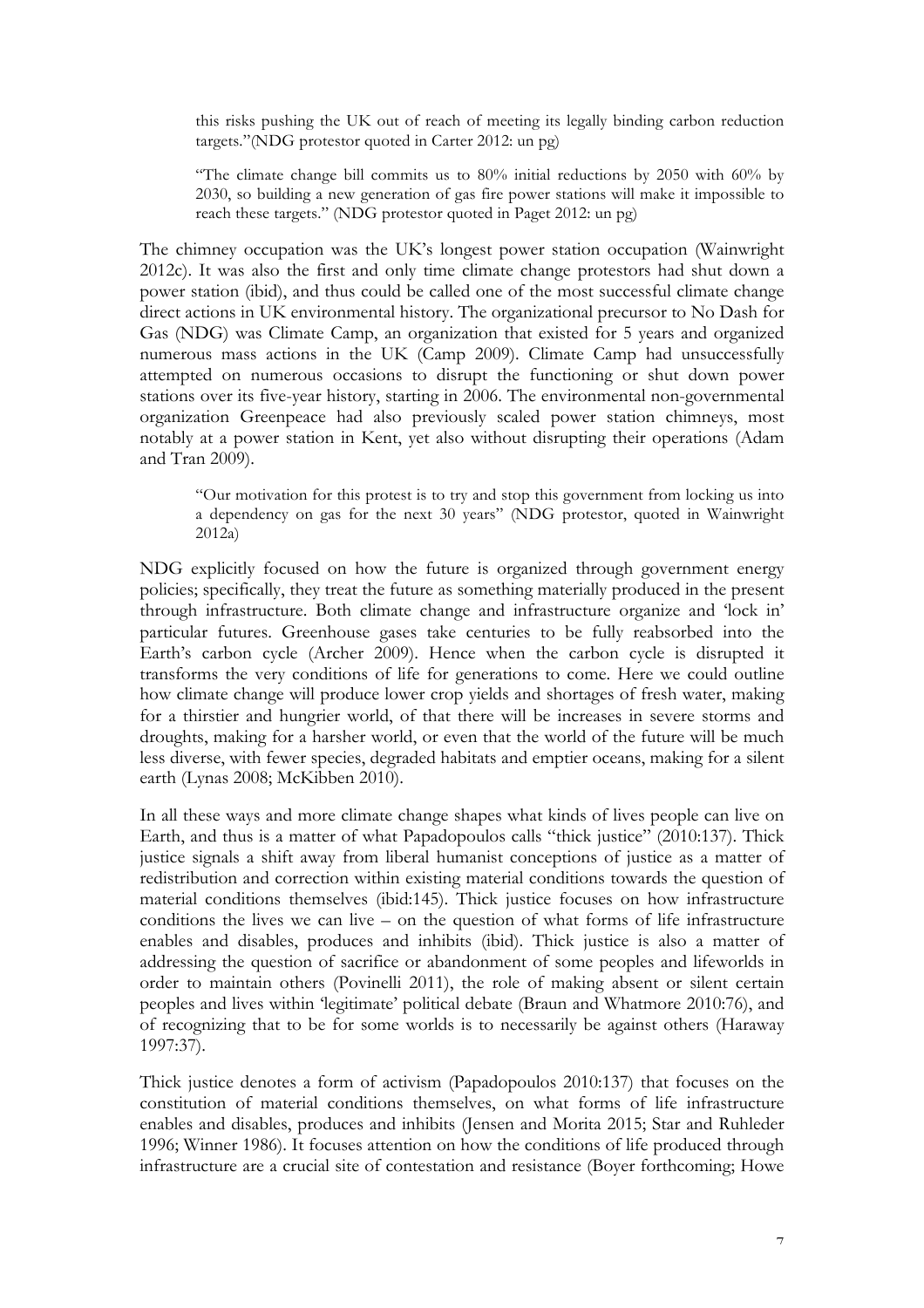> this risks pushing the UK out of reach of meeting its legally binding carbon reduction targets."(NDG protestor quoted in Carter 2012: un pg)

> "The climate change bill commits us to 80% initial reductions by 2050 with 60% by 2030, so building a new generation of gas fire power stations will make it impossible to reach these targets." (NDG protestor quoted in Paget 2012: un pg)

The chimney occupation was the UK's longest power station occupation (Wainwright 2012c). It was also the first and only time climate change protestors had shut down a power station (ibid), and thus could be called one of the most successful climate change direct actions in UK environmental history. The organizational precursor to No Dash for Gas (NDG) was Climate Camp, an organization that existed for 5 years and organized numerous mass actions in the UK (Camp 2009). Climate Camp had unsuccessfully attempted on numerous occasions to disrupt the functioning or shut down power stations over its five-year history, starting in 2006. The environmental non-governmental organization Greenpeace had also previously scaled power station chimneys, most notably at a power station in Kent, yet also without disrupting their operations (Adam and Tran 2009).

> "Our motivation for this protest is to try and stop this government from locking us into a dependency on gas for the next 30 years" (NDG protestor, quoted in Wainwright 2012a)

NDG explicitly focused on how the future is organized through government energy policies; specifically, they treat the future as something materially produced in the present through infrastructure. Both climate change and infrastructure organize and 'lock in' particular futures. Greenhouse gases take centuries to be fully reabsorbed into the Earth's carbon cycle (Archer 2009). Hence when the carbon cycle is disrupted it transforms the very conditions of life for generations to come. Here we could outline how climate change will produce lower crop yields and shortages of fresh water, making for a thirstier and hungrier world, of that there will be increases in severe storms and droughts, making for a harsher world, or even that the world of the future will be much less diverse, with fewer species, degraded habitats and emptier oceans, making for a silent earth (Lynas 2008; McKibben 2010).

In all these ways and more climate change shapes what kinds of lives people can live on Earth, and thus is a matter of what Papadopoulos calls "thick justice" (2010:137). Thick justice signals a shift away from liberal humanist conceptions of justice as a matter of redistribution and correction within existing material conditions towards the question of material conditions themselves (ibid:145). Thick justice focuses on how infrastructure conditions the lives we can live – on the question of what forms of life infrastructure enables and disables, produces and inhibits (ibid). Thick justice is also a matter of addressing the question of sacrifice or abandonment of some peoples and lifeworlds in order to maintain others (Povinelli 2011), the role of making absent or silent certain peoples and lives within 'legitimate' political debate (Braun and Whatmore 2010:76), and of recognizing that to be for some worlds is to necessarily be against others (Haraway 1997:37).

Thick justice denotes a form of activism (Papadopoulos 2010:137) that focuses on the constitution of material conditions themselves, on what forms of life infrastructure enables and disables, produces and inhibits (Jensen and Morita 2015; Star and Ruhleder 1996; Winner 1986). It focuses attention on how the conditions of life produced through infrastructure are a crucial site of contestation and resistance (Boyer forthcoming; Howe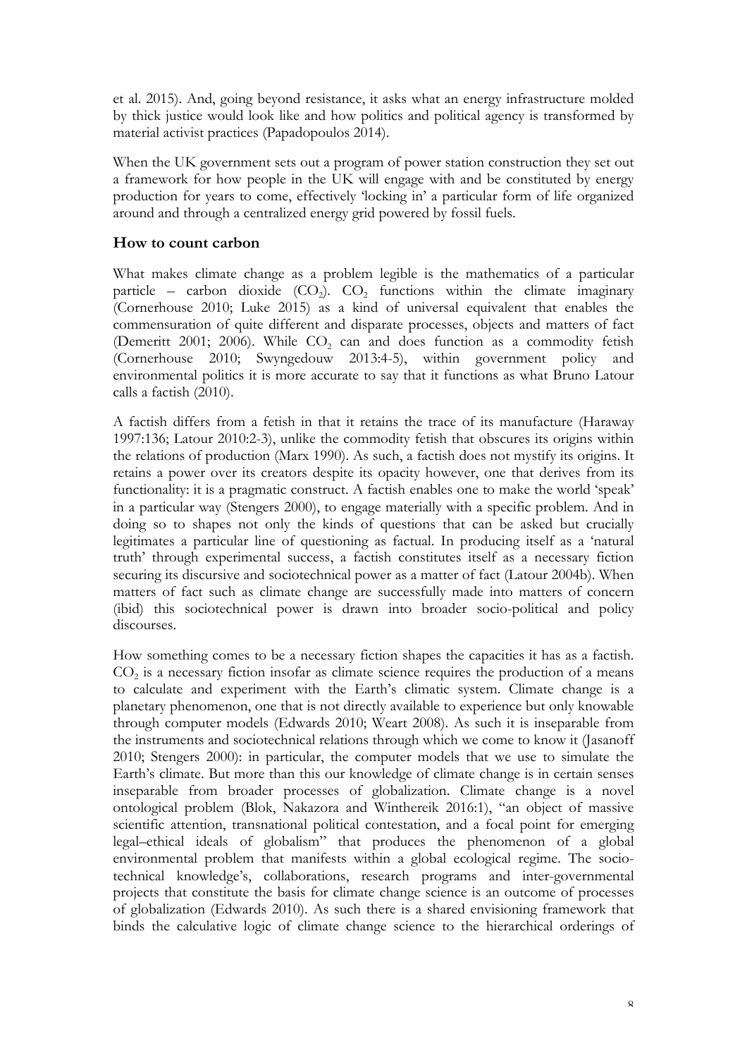et al. 2015). And, going beyond resistance, it asks what an energy infrastructure molded by thick justice would look like and how politics and political agency is transformed by material activist practices (Papadopoulos 2014).

When the UK government sets out a program of power station construction they set out a framework for how people in the UK will engage with and be constituted by energy production for years to come, effectively 'locking in' a particular form of life organized around and through a centralized energy grid powered by fossil fuels.

## How to count carbon

What makes climate change as a problem legible is the mathematics of a particular particle – carbon dioxide ($CO_2$). $CO_2$ functions within the climate imaginary (Cornerhouse 2010; Luke 2015) as a kind of universal equivalent that enables the commensuration of quite different and disparate processes, objects and matters of fact (Demeritt 2001; 2006). While $CO_2$ can and does function as a commodity fetish (Cornerhouse 2010; Swyngedouw 2013:4-5), within government policy and environmental politics it is more accurate to say that it functions as what Bruno Latour calls a factish (2010).

A factish differs from a fetish in that it retains the trace of its manufacture (Haraway 1997:136; Latour 2010:2-3), unlike the commodity fetish that obscures its origins within the relations of production (Marx 1990). As such, a factish does not mystify its origins. It retains a power over its creators despite its opacity however, one that derives from its functionality: it is a pragmatic construct. A factish enables one to make the world 'speak' in a particular way (Stengers 2000), to engage materially with a specific problem. And in doing so to shapes not only the kinds of questions that can be asked but crucially legitimates a particular line of questioning as factual. In producing itself as a 'natural truth' through experimental success, a factish constitutes itself as a necessary fiction securing its discursive and sociotechnical power as a matter of fact (Latour 2004b). When matters of fact such as climate change are successfully made into matters of concern (ibid) this sociotechnical power is drawn into broader socio-political and policy discourses.

How something comes to be a necessary fiction shapes the capacities it has as a factish. $CO_2$ is a necessary fiction insofar as climate science requires the production of a means to calculate and experiment with the Earth's climatic system. Climate change is a planetary phenomenon, one that is not directly available to experience but only knowable through computer models (Edwards 2010; Weart 2008). As such it is inseparable from the instruments and sociotechnical relations through which we come to know it (Jasanoff 2010; Stengers 2000): in particular, the computer models that we use to simulate the Earth's climate. But more than this our knowledge of climate change is in certain senses inseparable from broader processes of globalization. Climate change is a novel ontological problem (Blok, Nakazora and Winthereik 2016:1), "an object of massive scientific attention, transnational political contestation, and a focal point for emerging legal–ethical ideals of globalism" that produces the phenomenon of a global environmental problem that manifests within a global ecological regime. The socio-technical knowledge's, collaborations, research programs and inter-governmental projects that constitute the basis for climate change science is an outcome of processes of globalization (Edwards 2010). As such there is a shared envisioning framework that binds the calculative logic of climate change science to the hierarchical orderings of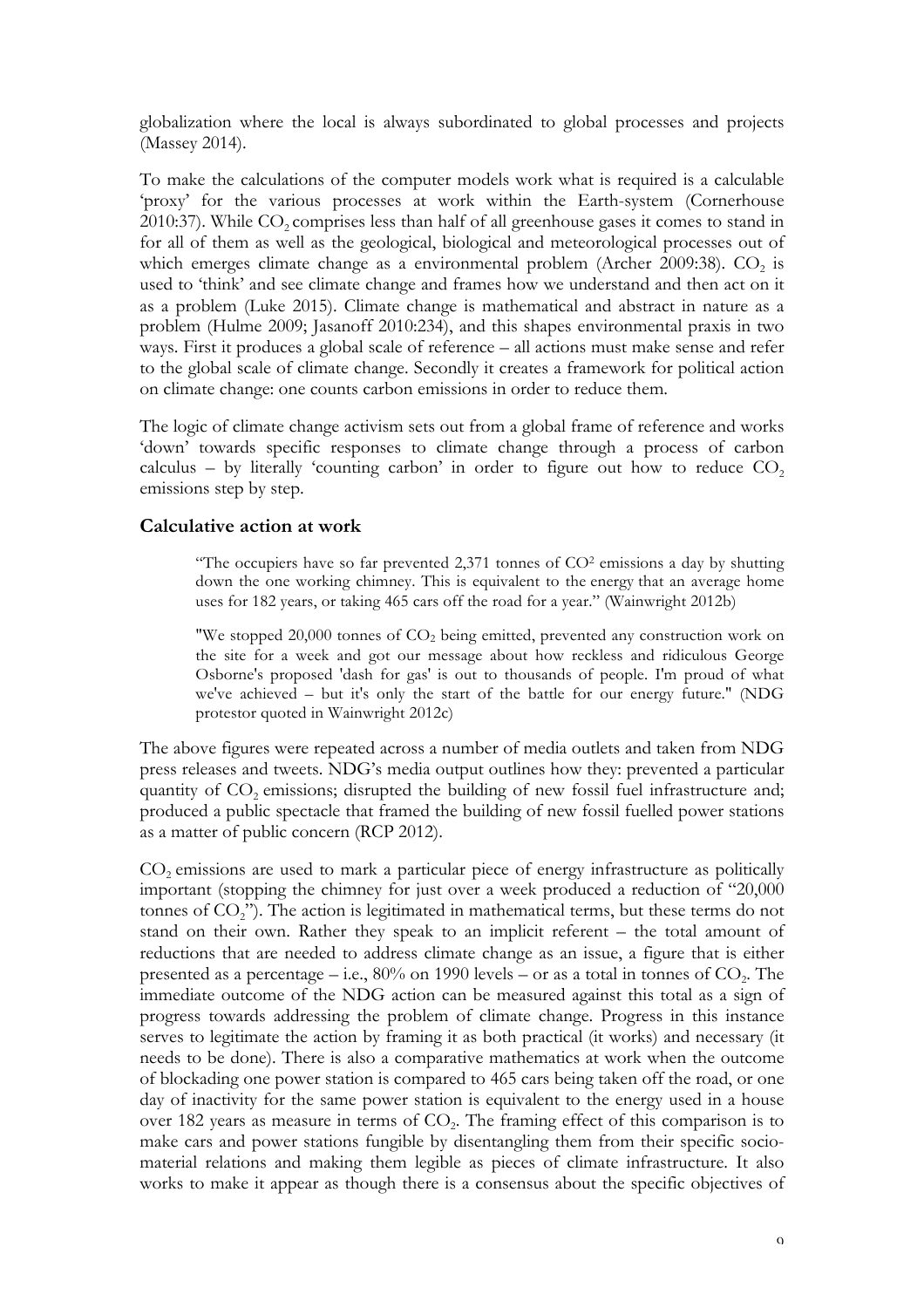globalization where the local is always subordinated to global processes and projects (Massey 2014).

To make the calculations of the computer models work what is required is a calculable 'proxy' for the various processes at work within the Earth-system (Cornerhouse 2010:37). While $CO_2$ comprises less than half of all greenhouse gases it comes to stand in for all of them as well as the geological, biological and meteorological processes out of which emerges climate change as a environmental problem (Archer 2009:38). $CO_2$ is used to 'think' and see climate change and frames how we understand and then act on it as a problem (Luke 2015). Climate change is mathematical and abstract in nature as a problem (Hulme 2009; Jasanoff 2010:234), and this shapes environmental praxis in two ways. First it produces a global scale of reference – all actions must make sense and refer to the global scale of climate change. Secondly it creates a framework for political action on climate change: one counts carbon emissions in order to reduce them.

The logic of climate change activism sets out from a global frame of reference and works 'down' towards specific responses to climate change through a process of carbon calculus – by literally 'counting carbon' in order to figure out how to reduce $CO_2$ emissions step by step.

## Calculative action at work

> "The occupiers have so far prevented 2,371 tonnes of $CO^2$ emissions a day by shutting down the one working chimney. This is equivalent to the energy that an average home uses for 182 years, or taking 465 cars off the road for a year." (Wainwright 2012b)

> "We stopped 20,000 tonnes of $CO_2$ being emitted, prevented any construction work on the site for a week and got our message about how reckless and ridiculous George Osborne's proposed 'dash for gas' is out to thousands of people. I'm proud of what we've achieved – but it's only the start of the battle for our energy future." (NDG protestor quoted in Wainwright 2012c)

The above figures were repeated across a number of media outlets and taken from NDG press releases and tweets. NDG's media output outlines how they: prevented a particular quantity of $CO_2$ emissions; disrupted the building of new fossil fuel infrastructure and; produced a public spectacle that framed the building of new fossil fuelled power stations as a matter of public concern (RCP 2012).

$CO_2$ emissions are used to mark a particular piece of energy infrastructure as politically important (stopping the chimney for just over a week produced a reduction of "20,000 tonnes of $CO_2$"). The action is legitimated in mathematical terms, but these terms do not stand on their own. Rather they speak to an implicit referent – the total amount of reductions that are needed to address climate change as an issue, a figure that is either presented as a percentage – i.e., 80% on 1990 levels – or as a total in tonnes of $CO_2$. The immediate outcome of the NDG action can be measured against this total as a sign of progress towards addressing the problem of climate change. Progress in this instance serves to legitimate the action by framing it as both practical (it works) and necessary (it needs to be done). There is also a comparative mathematics at work when the outcome of blockading one power station is compared to 465 cars being taken off the road, or one day of inactivity for the same power station is equivalent to the energy used in a house over 182 years as measure in terms of $CO_2$. The framing effect of this comparison is to make cars and power stations fungible by disentangling them from their specific socio-material relations and making them legible as pieces of climate infrastructure. It also works to make it appear as though there is a consensus about the specific objectives of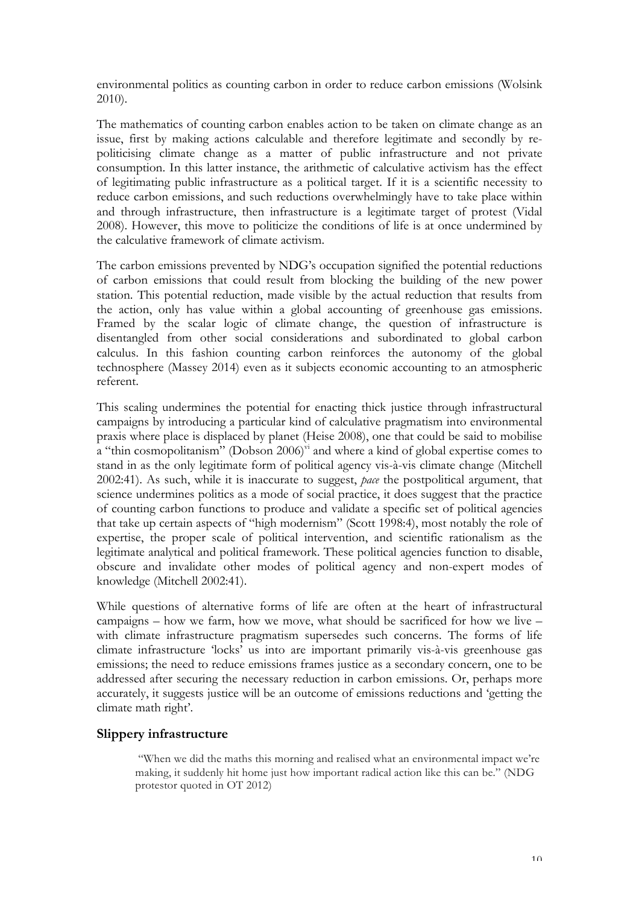environmental politics as counting carbon in order to reduce carbon emissions (Wolsink 2010).

The mathematics of counting carbon enables action to be taken on climate change as an issue, first by making actions calculable and therefore legitimate and secondly by re-politicising climate change as a matter of public infrastructure and not private consumption. In this latter instance, the arithmetic of calculative activism has the effect of legitimating public infrastructure as a political target. If it is a scientific necessity to reduce carbon emissions, and such reductions overwhelmingly have to take place within and through infrastructure, then infrastructure is a legitimate target of protest (Vidal 2008). However, this move to politicize the conditions of life is at once undermined by the calculative framework of climate activism.

The carbon emissions prevented by NDG's occupation signified the potential reductions of carbon emissions that could result from blocking the building of the new power station. This potential reduction, made visible by the actual reduction that results from the action, only has value within a global accounting of greenhouse gas emissions. Framed by the scalar logic of climate change, the question of infrastructure is disentangled from other social considerations and subordinated to global carbon calculus. In this fashion counting carbon reinforces the autonomy of the global technosphere (Massey 2014) even as it subjects economic accounting to an atmospheric referent.

This scaling undermines the potential for enacting thick justice through infrastructural campaigns by introducing a particular kind of calculative pragmatism into environmental praxis where place is displaced by planet (Heise 2008), one that could be said to mobilise a "thin cosmopolitanism" (Dobson 2006)[vi] and where a kind of global expertise comes to stand in as the only legitimate form of political agency vis-à-vis climate change (Mitchell 2002:41). As such, while it is inaccurate to suggest, *pace* the postpolitical argument, that science undermines politics as a mode of social practice, it does suggest that the practice of counting carbon functions to produce and validate a specific set of political agencies that take up certain aspects of "high modernism" (Scott 1998:4), most notably the role of expertise, the proper scale of political intervention, and scientific rationalism as the legitimate analytical and political framework. These political agencies function to disable, obscure and invalidate other modes of political agency and non-expert modes of knowledge (Mitchell 2002:41).

While questions of alternative forms of life are often at the heart of infrastructural campaigns – how we farm, how we move, what should be sacrificed for how we live – with climate infrastructure pragmatism supersedes such concerns. The forms of life climate infrastructure 'locks' us into are important primarily vis-à-vis greenhouse gas emissions; the need to reduce emissions frames justice as a secondary concern, one to be addressed after securing the necessary reduction in carbon emissions. Or, perhaps more accurately, it suggests justice will be an outcome of emissions reductions and 'getting the climate math right'.

## Slippery infrastructure

> "When we did the maths this morning and realised what an environmental impact we're making, it suddenly hit home just how important radical action like this can be." (NDG protestor quoted in OT 2012)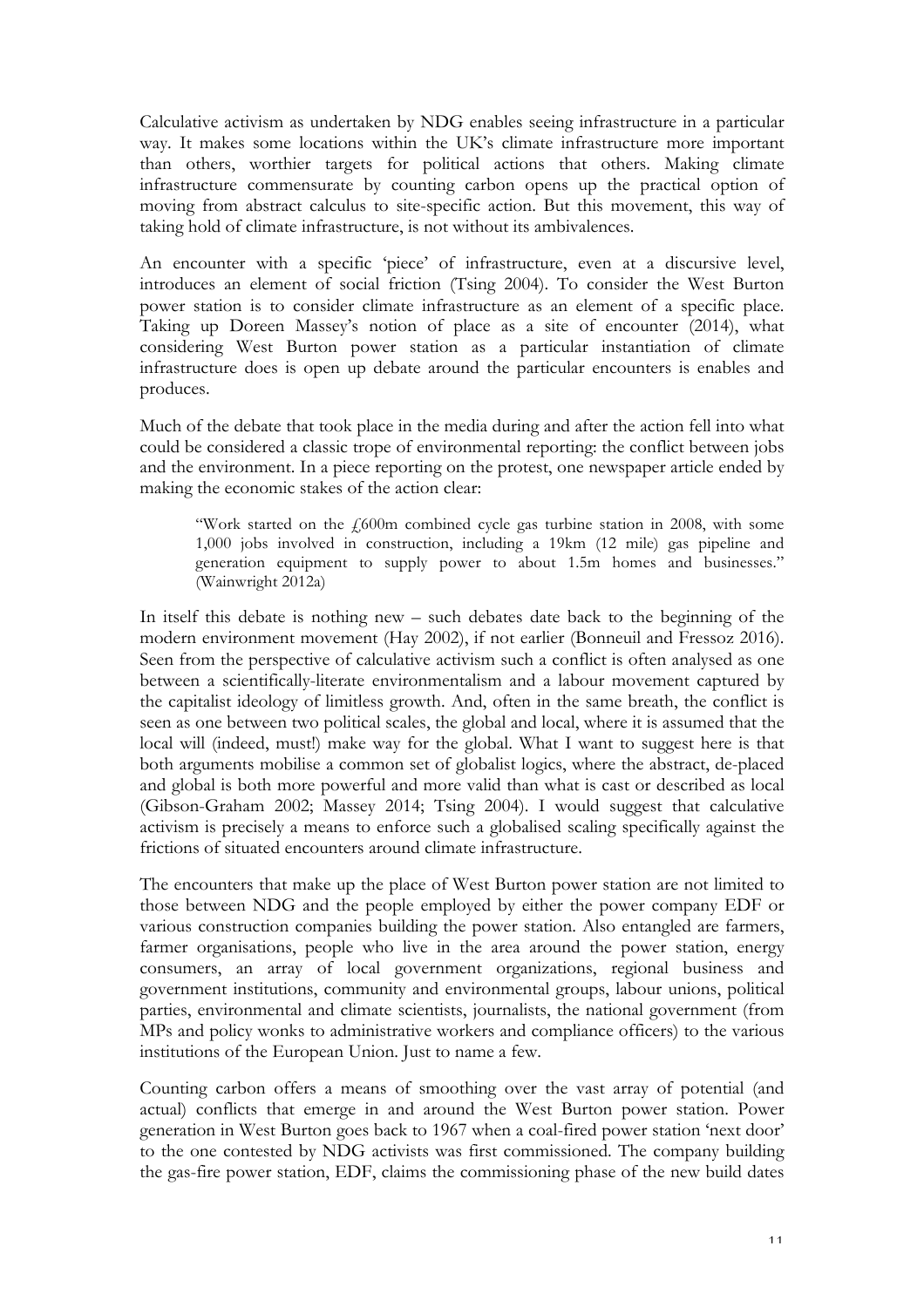Calculative activism as undertaken by NDG enables seeing infrastructure in a particular way. It makes some locations within the UK's climate infrastructure more important than others, worthier targets for political actions that others. Making climate infrastructure commensurate by counting carbon opens up the practical option of moving from abstract calculus to site-specific action. But this movement, this way of taking hold of climate infrastructure, is not without its ambivalences.

An encounter with a specific 'piece' of infrastructure, even at a discursive level, introduces an element of social friction (Tsing 2004). To consider the West Burton power station is to consider climate infrastructure as an element of a specific place. Taking up Doreen Massey's notion of place as a site of encounter (2014), what considering West Burton power station as a particular instantiation of climate infrastructure does is open up debate around the particular encounters is enables and produces.

Much of the debate that took place in the media during and after the action fell into what could be considered a classic trope of environmental reporting: the conflict between jobs and the environment. In a piece reporting on the protest, one newspaper article ended by making the economic stakes of the action clear:

> "Work started on the £600m combined cycle gas turbine station in 2008, with some 1,000 jobs involved in construction, including a 19km (12 mile) gas pipeline and generation equipment to supply power to about 1.5m homes and businesses." (Wainwright 2012a)

In itself this debate is nothing new – such debates date back to the beginning of the modern environment movement (Hay 2002), if not earlier (Bonneuil and Fressoz 2016). Seen from the perspective of calculative activism such a conflict is often analysed as one between a scientifically-literate environmentalism and a labour movement captured by the capitalist ideology of limitless growth. And, often in the same breath, the conflict is seen as one between two political scales, the global and local, where it is assumed that the local will (indeed, must!) make way for the global. What I want to suggest here is that both arguments mobilise a common set of globalist logics, where the abstract, de-placed and global is both more powerful and more valid than what is cast or described as local (Gibson-Graham 2002; Massey 2014; Tsing 2004). I would suggest that calculative activism is precisely a means to enforce such a globalised scaling specifically against the frictions of situated encounters around climate infrastructure.

The encounters that make up the place of West Burton power station are not limited to those between NDG and the people employed by either the power company EDF or various construction companies building the power station. Also entangled are farmers, farmer organisations, people who live in the area around the power station, energy consumers, an array of local government organizations, regional business and government institutions, community and environmental groups, labour unions, political parties, environmental and climate scientists, journalists, the national government (from MPs and policy wonks to administrative workers and compliance officers) to the various institutions of the European Union. Just to name a few.

Counting carbon offers a means of smoothing over the vast array of potential (and actual) conflicts that emerge in and around the West Burton power station. Power generation in West Burton goes back to 1967 when a coal-fired power station 'next door' to the one contested by NDG activists was first commissioned. The company building the gas-fire power station, EDF, claims the commissioning phase of the new build dates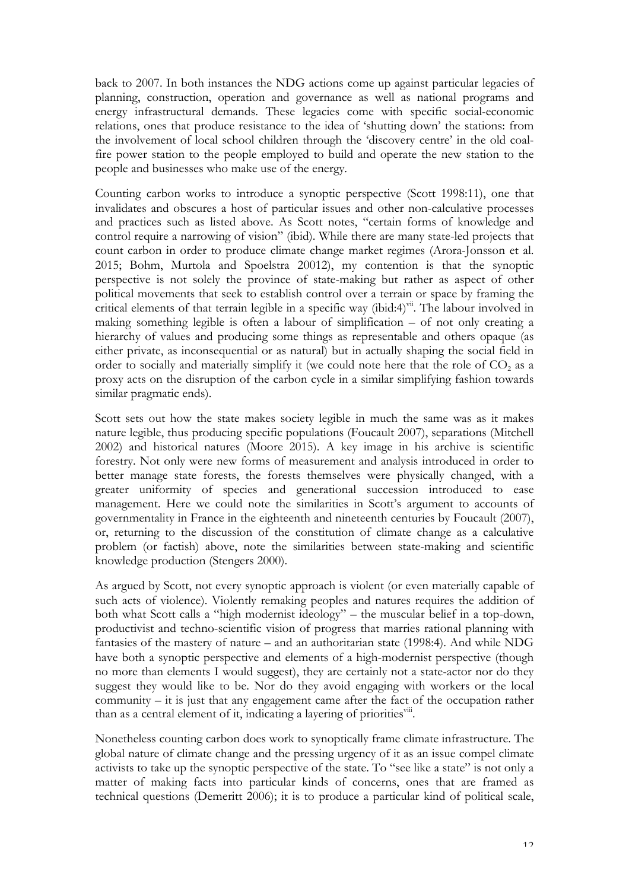back to 2007. In both instances the NDG actions come up against particular legacies of planning, construction, operation and governance as well as national programs and energy infrastructural demands. These legacies come with specific social-economic relations, ones that produce resistance to the idea of 'shutting down' the stations: from the involvement of local school children through the 'discovery centre' in the old coal-fire power station to the people employed to build and operate the new station to the people and businesses who make use of the energy.

Counting carbon works to introduce a synoptic perspective (Scott 1998:11), one that invalidates and obscures a host of particular issues and other non-calculative processes and practices such as listed above. As Scott notes, "certain forms of knowledge and control require a narrowing of vision" (ibid). While there are many state-led projects that count carbon in order to produce climate change market regimes (Arora-Jonsson et al. 2015; Bohm, Murtola and Spoelstra 20012), my contention is that the synoptic perspective is not solely the province of state-making but rather as aspect of other political movements that seek to establish control over a terrain or space by framing the critical elements of that terrain legible in a specific way (ibid:4)[vii]. The labour involved in making something legible is often a labour of simplification – of not only creating a hierarchy of values and producing some things as representable and others opaque (as either private, as inconsequential or as natural) but in actually shaping the social field in order to socially and materially simplify it (we could note here that the role of $CO_2$ as a proxy acts on the disruption of the carbon cycle in a similar simplifying fashion towards similar pragmatic ends).

Scott sets out how the state makes society legible in much the same was as it makes nature legible, thus producing specific populations (Foucault 2007), separations (Mitchell 2002) and historical natures (Moore 2015). A key image in his archive is scientific forestry. Not only were new forms of measurement and analysis introduced in order to better manage state forests, the forests themselves were physically changed, with a greater uniformity of species and generational succession introduced to ease management. Here we could note the similarities in Scott's argument to accounts of governmentality in France in the eighteenth and nineteenth centuries by Foucault (2007), or, returning to the discussion of the constitution of climate change as a calculative problem (or factish) above, note the similarities between state-making and scientific knowledge production (Stengers 2000).

As argued by Scott, not every synoptic approach is violent (or even materially capable of such acts of violence). Violently remaking peoples and natures requires the addition of both what Scott calls a "high modernist ideology" – the muscular belief in a top-down, productivist and techno-scientific vision of progress that marries rational planning with fantasies of the mastery of nature – and an authoritarian state (1998:4). And while NDG have both a synoptic perspective and elements of a high-modernist perspective (though no more than elements I would suggest), they are certainly not a state-actor nor do they suggest they would like to be. Nor do they avoid engaging with workers or the local community – it is just that any engagement came after the fact of the occupation rather than as a central element of it, indicating a layering of priorities[viii].

Nonetheless counting carbon does work to synoptically frame climate infrastructure. The global nature of climate change and the pressing urgency of it as an issue compel climate activists to take up the synoptic perspective of the state. To "see like a state" is not only a matter of making facts into particular kinds of concerns, ones that are framed as technical questions (Demeritt 2006); it is to produce a particular kind of political scale,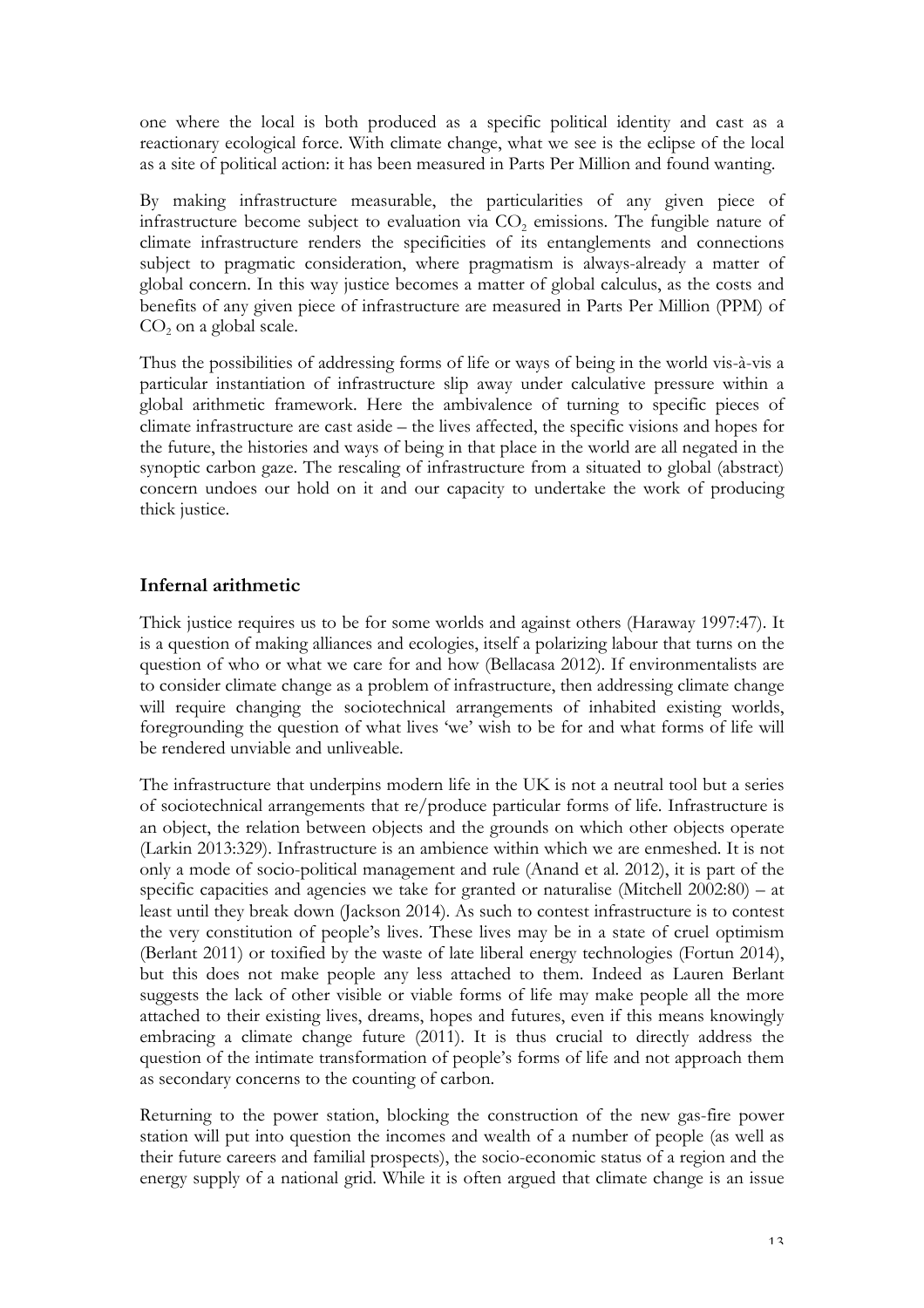one where the local is both produced as a specific political identity and cast as a reactionary ecological force. With climate change, what we see is the eclipse of the local as a site of political action: it has been measured in Parts Per Million and found wanting.

By making infrastructure measurable, the particularities of any given piece of infrastructure become subject to evaluation via $CO_2$ emissions. The fungible nature of climate infrastructure renders the specificities of its entanglements and connections subject to pragmatic consideration, where pragmatism is always-already a matter of global concern. In this way justice becomes a matter of global calculus, as the costs and benefits of any given piece of infrastructure are measured in Parts Per Million (PPM) of $CO_2$ on a global scale.

Thus the possibilities of addressing forms of life or ways of being in the world vis-à-vis a particular instantiation of infrastructure slip away under calculative pressure within a global arithmetic framework. Here the ambivalence of turning to specific pieces of climate infrastructure are cast aside – the lives affected, the specific visions and hopes for the future, the histories and ways of being in that place in the world are all negated in the synoptic carbon gaze. The rescaling of infrastructure from a situated to global (abstract) concern undoes our hold on it and our capacity to undertake the work of producing thick justice.

## Infernal arithmetic

Thick justice requires us to be for some worlds and against others (Haraway 1997:47). It is a question of making alliances and ecologies, itself a polarizing labour that turns on the question of who or what we care for and how (Bellacasa 2012). If environmentalists are to consider climate change as a problem of infrastructure, then addressing climate change will require changing the sociotechnical arrangements of inhabited existing worlds, foregrounding the question of what lives 'we' wish to be for and what forms of life will be rendered unviable and unliveable.

The infrastructure that underpins modern life in the UK is not a neutral tool but a series of sociotechnical arrangements that re/produce particular forms of life. Infrastructure is an object, the relation between objects and the grounds on which other objects operate (Larkin 2013:329). Infrastructure is an ambience within which we are enmeshed. It is not only a mode of socio-political management and rule (Anand et al. 2012), it is part of the specific capacities and agencies we take for granted or naturalise (Mitchell 2002:80) – at least until they break down (Jackson 2014). As such to contest infrastructure is to contest the very constitution of people's lives. These lives may be in a state of cruel optimism (Berlant 2011) or toxified by the waste of late liberal energy technologies (Fortun 2014), but this does not make people any less attached to them. Indeed as Lauren Berlant suggests the lack of other visible or viable forms of life may make people all the more attached to their existing lives, dreams, hopes and futures, even if this means knowingly embracing a climate change future (2011). It is thus crucial to directly address the question of the intimate transformation of people's forms of life and not approach them as secondary concerns to the counting of carbon.

Returning to the power station, blocking the construction of the new gas-fire power station will put into question the incomes and wealth of a number of people (as well as their future careers and familial prospects), the socio-economic status of a region and the energy supply of a national grid. While it is often argued that climate change is an issue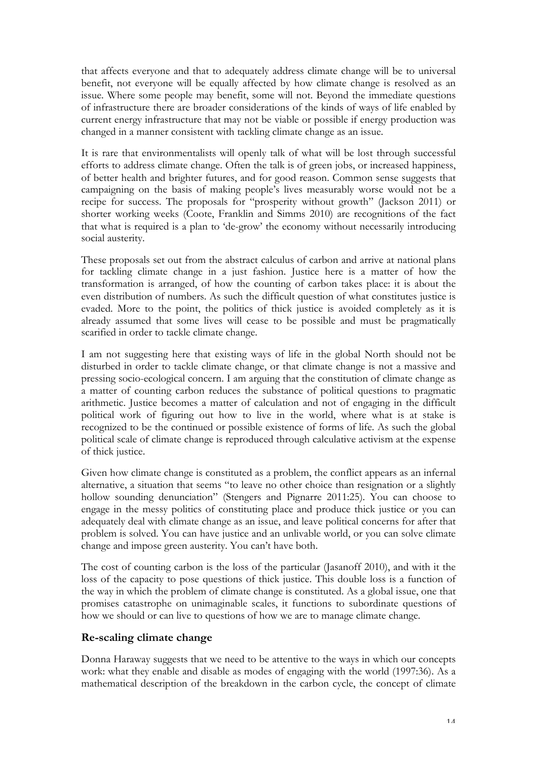that affects everyone and that to adequately address climate change will be to universal benefit, not everyone will be equally affected by how climate change is resolved as an issue. Where some people may benefit, some will not. Beyond the immediate questions of infrastructure there are broader considerations of the kinds of ways of life enabled by current energy infrastructure that may not be viable or possible if energy production was changed in a manner consistent with tackling climate change as an issue.

It is rare that environmentalists will openly talk of what will be lost through successful efforts to address climate change. Often the talk is of green jobs, or increased happiness, of better health and brighter futures, and for good reason. Common sense suggests that campaigning on the basis of making people's lives measurably worse would not be a recipe for success. The proposals for "prosperity without growth" (Jackson 2011) or shorter working weeks (Coote, Franklin and Simms 2010) are recognitions of the fact that what is required is a plan to 'de-grow' the economy without necessarily introducing social austerity.

These proposals set out from the abstract calculus of carbon and arrive at national plans for tackling climate change in a just fashion. Justice here is a matter of how the transformation is arranged, of how the counting of carbon takes place: it is about the even distribution of numbers. As such the difficult question of what constitutes justice is evaded. More to the point, the politics of thick justice is avoided completely as it is already assumed that some lives will cease to be possible and must be pragmatically scarified in order to tackle climate change.

I am not suggesting here that existing ways of life in the global North should not be disturbed in order to tackle climate change, or that climate change is not a massive and pressing socio-ecological concern. I am arguing that the constitution of climate change as a matter of counting carbon reduces the substance of political questions to pragmatic arithmetic. Justice becomes a matter of calculation and not of engaging in the difficult political work of figuring out how to live in the world, where what is at stake is recognized to be the continued or possible existence of forms of life. As such the global political scale of climate change is reproduced through calculative activism at the expense of thick justice.

Given how climate change is constituted as a problem, the conflict appears as an infernal alternative, a situation that seems "to leave no other choice than resignation or a slightly hollow sounding denunciation" (Stengers and Pignarre 2011:25). You can choose to engage in the messy politics of constituting place and produce thick justice or you can adequately deal with climate change as an issue, and leave political concerns for after that problem is solved. You can have justice and an unlivable world, or you can solve climate change and impose green austerity. You can't have both.

The cost of counting carbon is the loss of the particular (Jasanoff 2010), and with it the loss of the capacity to pose questions of thick justice. This double loss is a function of the way in which the problem of climate change is constituted. As a global issue, one that promises catastrophe on unimaginable scales, it functions to subordinate questions of how we should or can live to questions of how we are to manage climate change.

## Re-scaling climate change

Donna Haraway suggests that we need to be attentive to the ways in which our concepts work: what they enable and disable as modes of engaging with the world (1997:36). As a mathematical description of the breakdown in the carbon cycle, the concept of climate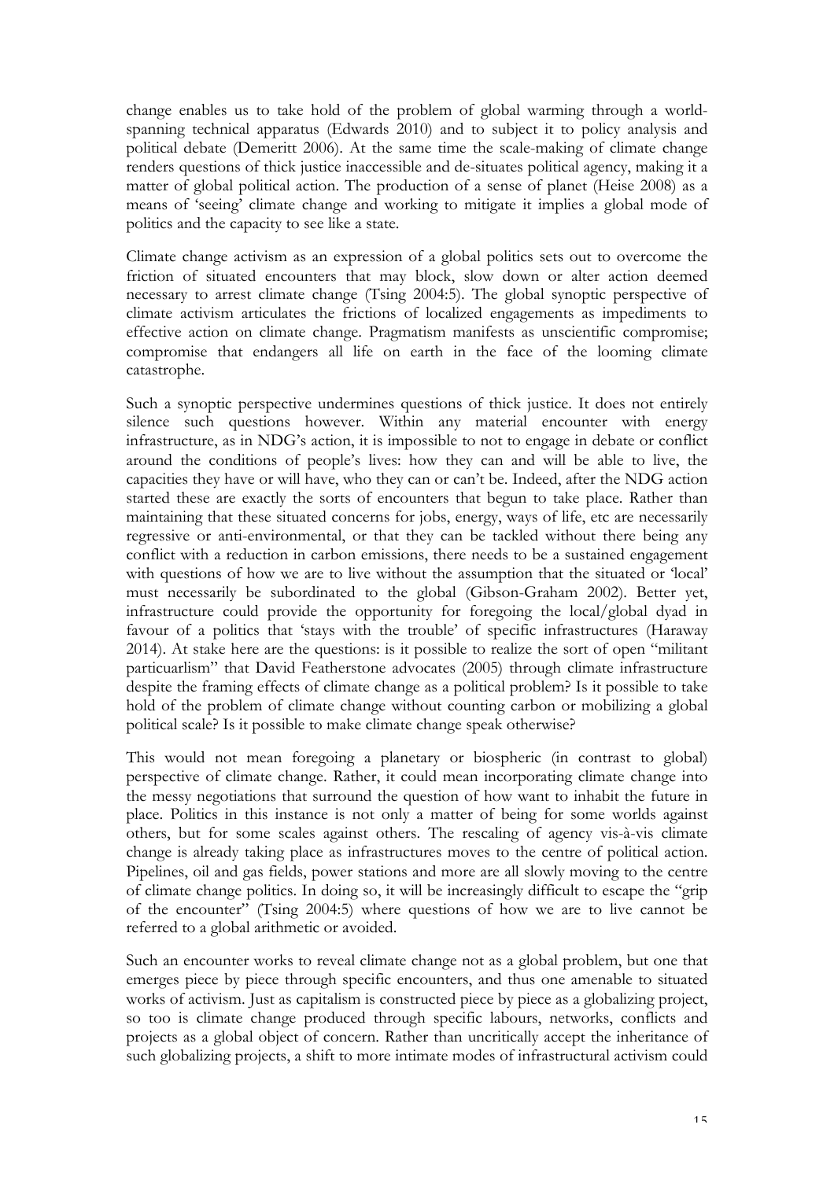change enables us to take hold of the problem of global warming through a world-spanning technical apparatus (Edwards 2010) and to subject it to policy analysis and political debate (Demeritt 2006). At the same time the scale-making of climate change renders questions of thick justice inaccessible and de-situates political agency, making it a matter of global political action. The production of a sense of planet (Heise 2008) as a means of 'seeing' climate change and working to mitigate it implies a global mode of politics and the capacity to see like a state.

Climate change activism as an expression of a global politics sets out to overcome the friction of situated encounters that may block, slow down or alter action deemed necessary to arrest climate change (Tsing 2004:5). The global synoptic perspective of climate activism articulates the frictions of localized engagements as impediments to effective action on climate change. Pragmatism manifests as unscientific compromise; compromise that endangers all life on earth in the face of the looming climate catastrophe.

Such a synoptic perspective undermines questions of thick justice. It does not entirely silence such questions however. Within any material encounter with energy infrastructure, as in NDG's action, it is impossible to not to engage in debate or conflict around the conditions of people's lives: how they can and will be able to live, the capacities they have or will have, who they can or can't be. Indeed, after the NDG action started these are exactly the sorts of encounters that begun to take place. Rather than maintaining that these situated concerns for jobs, energy, ways of life, etc are necessarily regressive or anti-environmental, or that they can be tackled without there being any conflict with a reduction in carbon emissions, there needs to be a sustained engagement with questions of how we are to live without the assumption that the situated or 'local' must necessarily be subordinated to the global (Gibson-Graham 2002). Better yet, infrastructure could provide the opportunity for foregoing the local/global dyad in favour of a politics that 'stays with the trouble' of specific infrastructures (Haraway 2014). At stake here are the questions: is it possible to realize the sort of open "militant particuarlism" that David Featherstone advocates (2005) through climate infrastructure despite the framing effects of climate change as a political problem? Is it possible to take hold of the problem of climate change without counting carbon or mobilizing a global political scale? Is it possible to make climate change speak otherwise?

This would not mean foregoing a planetary or biospheric (in contrast to global) perspective of climate change. Rather, it could mean incorporating climate change into the messy negotiations that surround the question of how want to inhabit the future in place. Politics in this instance is not only a matter of being for some worlds against others, but for some scales against others. The rescaling of agency vis-à-vis climate change is already taking place as infrastructures moves to the centre of political action. Pipelines, oil and gas fields, power stations and more are all slowly moving to the centre of climate change politics. In doing so, it will be increasingly difficult to escape the "grip of the encounter" (Tsing 2004:5) where questions of how we are to live cannot be referred to a global arithmetic or avoided.

Such an encounter works to reveal climate change not as a global problem, but one that emerges piece by piece through specific encounters, and thus one amenable to situated works of activism. Just as capitalism is constructed piece by piece as a globalizing project, so too is climate change produced through specific labours, networks, conflicts and projects as a global object of concern. Rather than uncritically accept the inheritance of such globalizing projects, a shift to more intimate modes of infrastructural activism could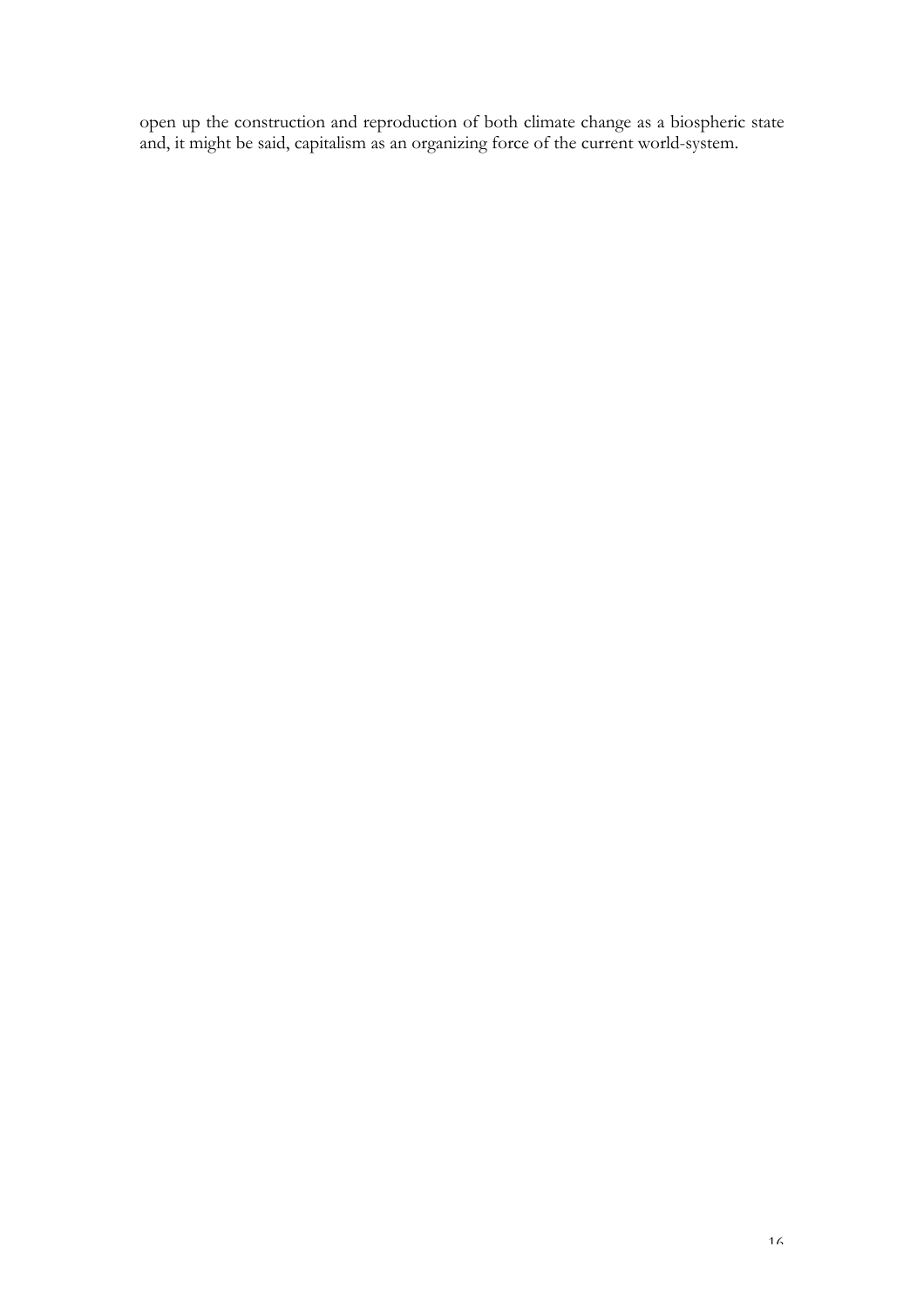open up the construction and reproduction of both climate change as a biospheric state and, it might be said, capitalism as an organizing force of the current world-system.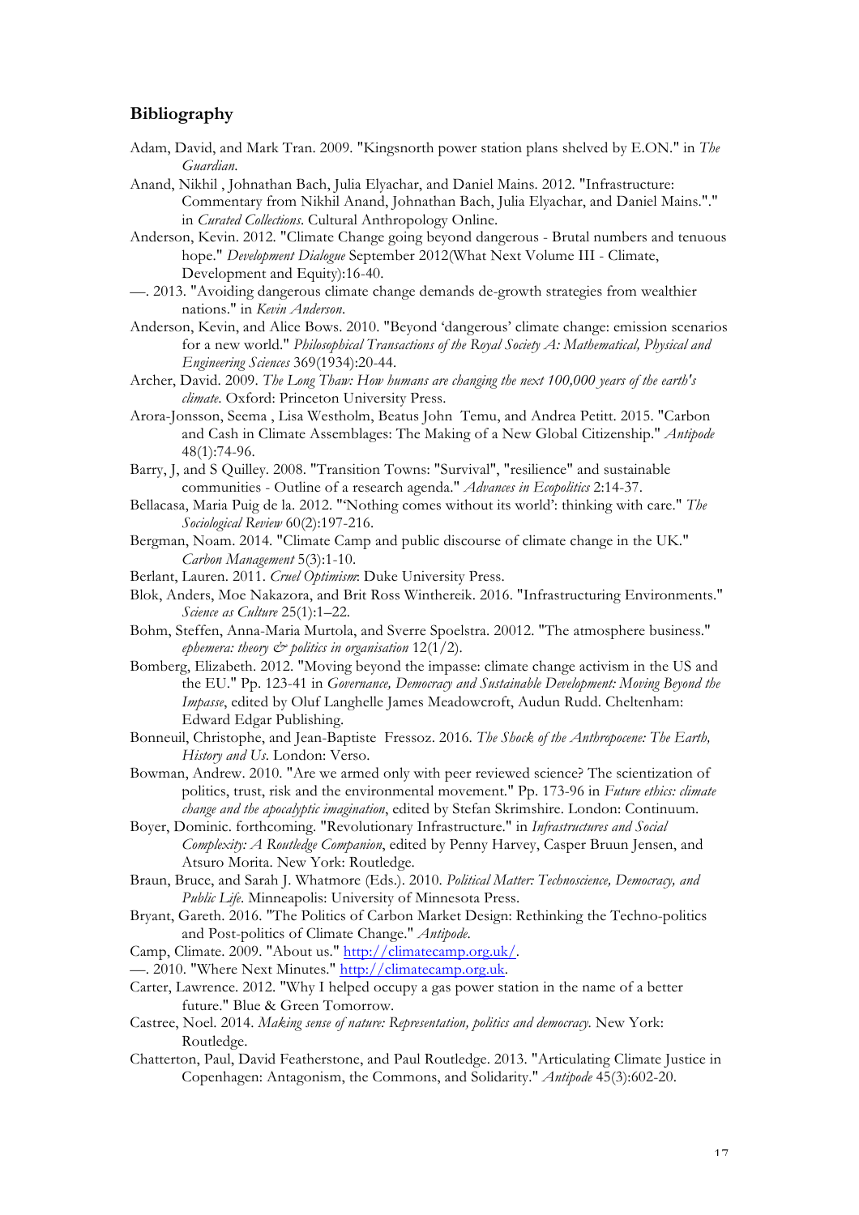## Bibliography

Adam, David, and Mark Tran. 2009. "Kingsnorth power station plans shelved by E.ON." in *The Guardian*.

Anand, Nikhil , Johnathan Bach, Julia Elyachar, and Daniel Mains. 2012. "Infrastructure: Commentary from Nikhil Anand, Johnathan Bach, Julia Elyachar, and Daniel Mains."." in *Curated Collections*. Cultural Anthropology Online.

Anderson, Kevin. 2012. "Climate Change going beyond dangerous - Brutal numbers and tenuous hope." *Development Dialogue* September 2012(What Next Volume III - Climate, Development and Equity):16-40.

—. 2013. "Avoiding dangerous climate change demands de-growth strategies from wealthier nations." in *Kevin Anderson*.

Anderson, Kevin, and Alice Bows. 2010. "Beyond 'dangerous' climate change: emission scenarios for a new world." *Philosophical Transactions of the Royal Society A: Mathematical, Physical and Engineering Sciences* 369(1934):20-44.

Archer, David. 2009. *The Long Thaw: How humans are changing the next 100,000 years of the earth's climate*. Oxford: Princeton University Press.

Arora-Jonsson, Seema , Lisa Westholm, Beatus John Temu, and Andrea Petitt. 2015. "Carbon and Cash in Climate Assemblages: The Making of a New Global Citizenship." *Antipode* 48(1):74-96.

Barry, J, and S Quilley. 2008. "Transition Towns: "Survival", "resilience" and sustainable communities - Outline of a research agenda." *Advances in Ecopolitics* 2:14-37.

Bellacasa, Maria Puig de la. 2012. "'Nothing comes without its world': thinking with care." *The Sociological Review* 60(2):197-216.

Bergman, Noam. 2014. "Climate Camp and public discourse of climate change in the UK." *Carbon Management* 5(3):1-10.

Berlant, Lauren. 2011. *Cruel Optimism*: Duke University Press.

Blok, Anders, Moe Nakazora, and Brit Ross Winthereik. 2016. "Infrastructuring Environments." *Science as Culture* 25(1):1–22.

Bohm, Steffen, Anna-Maria Murtola, and Sverre Spoelstra. 20012. "The atmosphere business." *ephemera: theory & politics in organisation* 12(1/2).

Bomberg, Elizabeth. 2012. "Moving beyond the impasse: climate change activism in the US and the EU." Pp. 123-41 in *Governance, Democracy and Sustainable Development: Moving Beyond the Impasse*, edited by Oluf Langhelle James Meadowcroft, Audun Rudd. Cheltenham: Edward Edgar Publishing.

Bonneuil, Christophe, and Jean-Baptiste Fressoz. 2016. *The Shock of the Anthropocene: The Earth, History and Us*. London: Verso.

Bowman, Andrew. 2010. "Are we armed only with peer reviewed science? The scientization of politics, trust, risk and the environmental movement." Pp. 173-96 in *Future ethics: climate change and the apocalyptic imagination*, edited by Stefan Skrimshire. London: Continuum.

Boyer, Dominic. forthcoming. "Revolutionary Infrastructure." in *Infrastructures and Social Complexity: A Routledge Companion*, edited by Penny Harvey, Casper Bruun Jensen, and Atsuro Morita. New York: Routledge.

Braun, Bruce, and Sarah J. Whatmore (Eds.). 2010. *Political Matter: Technoscience, Democracy, and Public Life*. Minneapolis: University of Minnesota Press.

Bryant, Gareth. 2016. "The Politics of Carbon Market Design: Rethinking the Techno-politics and Post-politics of Climate Change." *Antipode*.

Camp, Climate. 2009. "About us." http://climatecamp.org.uk/.

—. 2010. "Where Next Minutes." http://climatecamp.org.uk.

Carter, Lawrence. 2012. "Why I helped occupy a gas power station in the name of a better future." Blue & Green Tomorrow.

Castree, Noel. 2014. *Making sense of nature: Representation, politics and democracy*. New York: Routledge.

Chatterton, Paul, David Featherstone, and Paul Routledge. 2013. "Articulating Climate Justice in Copenhagen: Antagonism, the Commons, and Solidarity." *Antipode* 45(3):602-20.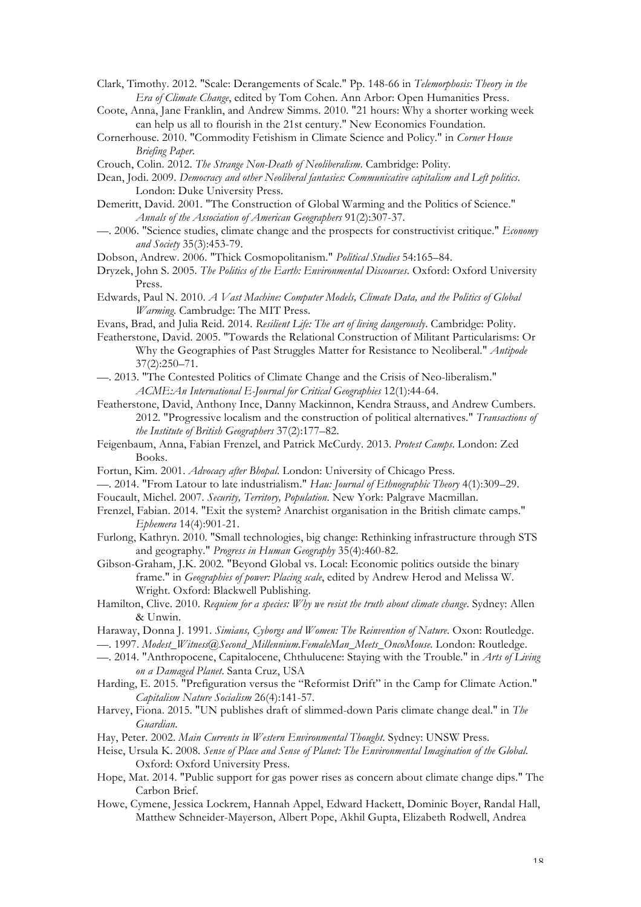Clark, Timothy. 2012. "Scale: Derangements of Scale." Pp. 148-66 in *Telemorphosis: Theory in the Era of Climate Change*, edited by Tom Cohen. Ann Arbor: Open Humanities Press.

Coote, Anna, Jane Franklin, and Andrew Simms. 2010. "21 hours: Why a shorter working week can help us all to flourish in the 21st century." New Economics Foundation.

Cornerhouse. 2010. "Commodity Fetishism in Climate Science and Policy." in *Corner House Briefing Paper*.

Crouch, Colin. 2012. *The Strange Non-Death of Neoliberalism*. Cambridge: Polity.

Dean, Jodi. 2009. *Democracy and other Neoliberal fantasies: Communicative capitalism and Left politics*. London: Duke University Press.

Demeritt, David. 2001. "The Construction of Global Warming and the Politics of Science." *Annals of the Association of American Geographers* 91(2):307-37.

—. 2006. "Science studies, climate change and the prospects for constructivist critique." *Economy and Society* 35(3):453-79.

Dobson, Andrew. 2006. "Thick Cosmopolitanism." *Political Studies* 54:165–84.

Dryzek, John S. 2005. *The Politics of the Earth: Environmental Discourses*. Oxford: Oxford University Press.

Edwards, Paul N. 2010. *A Vast Machine: Computer Models, Climate Data, and the Politics of Global Warming*. Cambrudge: The MIT Press.

Evans, Brad, and Julia Reid. 2014. *Resilient Life: The art of living dangerously*. Cambridge: Polity.

Featherstone, David. 2005. "Towards the Relational Construction of Militant Particularisms: Or Why the Geographies of Past Struggles Matter for Resistance to Neoliberal." *Antipode* 37(2):250–71.

—. 2013. "The Contested Politics of Climate Change and the Crisis of Neo-liberalism." *ACME:An International E-Journal for Critical Geographies* 12(1):44-64.

Featherstone, David, Anthony Ince, Danny Mackinnon, Kendra Strauss, and Andrew Cumbers. 2012. "Progressive localism and the construction of political alternatives." *Transactions of the Institute of British Geographers* 37(2):177–82.

Feigenbaum, Anna, Fabian Frenzel, and Patrick McCurdy. 2013. *Protest Camps*. London: Zed Books.

Fortun, Kim. 2001. *Advocacy after Bhopal*. London: University of Chicago Press.

—. 2014. "From Latour to late industrialism." *Hau: Journal of Ethnographic Theory* 4(1):309–29.

Foucault, Michel. 2007. *Security, Territory, Population*. New York: Palgrave Macmillan.

Frenzel, Fabian. 2014. "Exit the system? Anarchist organisation in the British climate camps." *Ephemera* 14(4):901-21.

Furlong, Kathryn. 2010. "Small technologies, big change: Rethinking infrastructure through STS and geography." *Progress in Human Geography* 35(4):460-82.

Gibson-Graham, J.K. 2002. "Beyond Global vs. Local: Economic politics outside the binary frame." in *Geographies of power: Placing scale*, edited by Andrew Herod and Melissa W. Wright. Oxford: Blackwell Publishing.

Hamilton, Clive. 2010. *Requiem for a species: Why we resist the truth about climate change*. Sydney: Allen & Unwin.

Haraway, Donna J. 1991. *Simians, Cyborgs and Women: The Reinvention of Nature*. Oxon: Routledge.

—. 1997. *Modest_Witness@Second_Millennium.FemaleMan_Meets_OncoMouse*. London: Routledge.

—. 2014. "Anthropocene, Capitalocene, Chthulucene: Staying with the Trouble." in *Arts of Living on a Damaged Planet*. Santa Cruz, USA

Harding, E. 2015. "Prefiguration versus the "Reformist Drift" in the Camp for Climate Action." *Capitalism Nature Socialism* 26(4):141-57.

Harvey, Fiona. 2015. "UN publishes draft of slimmed-down Paris climate change deal." in *The Guardian*.

Hay, Peter. 2002. *Main Currents in Western Environmental Thought*. Sydney: UNSW Press.

Heise, Ursula K. 2008. *Sense of Place and Sense of Planet: The Environmental Imagination of the Global*. Oxford: Oxford University Press.

Hope, Mat. 2014. "Public support for gas power rises as concern about climate change dips." The Carbon Brief.

Howe, Cymene, Jessica Lockrem, Hannah Appel, Edward Hackett, Dominic Boyer, Randal Hall, Matthew Schneider-Mayerson, Albert Pope, Akhil Gupta, Elizabeth Rodwell, Andrea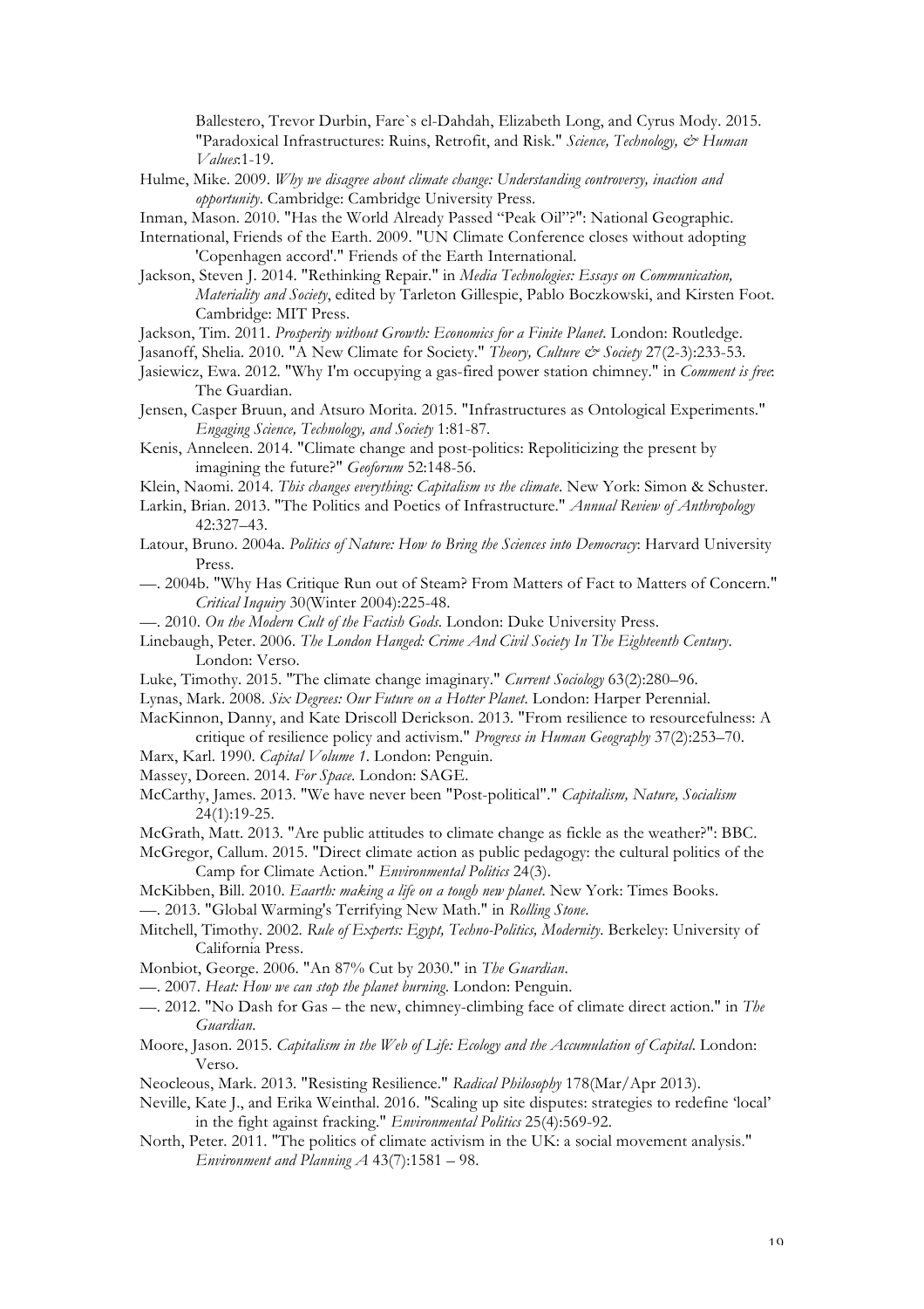Ballestero, Trevor Durbin, Fare`s el-Dahdah, Elizabeth Long, and Cyrus Mody. 2015. "Paradoxical Infrastructures: Ruins, Retrofit, and Risk." *Science, Technology, & Human Values*:1-19.

Hulme, Mike. 2009. *Why we disagree about climate change: Understanding controversy, inaction and opportunity*. Cambridge: Cambridge University Press.

Inman, Mason. 2010. "Has the World Already Passed "Peak Oil"?": National Geographic.

International, Friends of the Earth. 2009. "UN Climate Conference closes without adopting 'Copenhagen accord'." Friends of the Earth International.

Jackson, Steven J. 2014. "Rethinking Repair." in *Media Technologies: Essays on Communication, Materiality and Society*, edited by Tarleton Gillespie, Pablo Boczkowski, and Kirsten Foot. Cambridge: MIT Press.

Jackson, Tim. 2011. *Prosperity without Growth: Economics for a Finite Planet*. London: Routledge.

Jasanoff, Shelia. 2010. "A New Climate for Society." *Theory, Culture & Society* 27(2-3):233-53.

Jasiewicz, Ewa. 2012. "Why I'm occupying a gas-fired power station chimney." in *Comment is free*: The Guardian.

Jensen, Casper Bruun, and Atsuro Morita. 2015. "Infrastructures as Ontological Experiments." *Engaging Science, Technology, and Society* 1:81-87.

Kenis, Anneleen. 2014. "Climate change and post-politics: Repoliticizing the present by imagining the future?" *Geoforum* 52:148-56.

Klein, Naomi. 2014. *This changes everything: Capitalism vs the climate*. New York: Simon & Schuster.

Larkin, Brian. 2013. "The Politics and Poetics of Infrastructure." *Annual Review of Anthropology* 42:327–43.

Latour, Bruno. 2004a. *Politics of Nature: How to Bring the Sciences into Democracy*: Harvard University Press.

—. 2004b. "Why Has Critique Run out of Steam? From Matters of Fact to Matters of Concern." *Critical Inquiry* 30(Winter 2004):225-48.

—. 2010. *On the Modern Cult of the Factish Gods*. London: Duke University Press.

Linebaugh, Peter. 2006. *The London Hanged: Crime And Civil Society In The Eighteenth Century*. London: Verso.

Luke, Timothy. 2015. "The climate change imaginary." *Current Sociology* 63(2):280–96.

Lynas, Mark. 2008. *Six Degrees: Our Future on a Hotter Planet*. London: Harper Perennial.

MacKinnon, Danny, and Kate Driscoll Derickson. 2013. "From resilience to resourcefulness: A critique of resilience policy and activism." *Progress in Human Geography* 37(2):253–70.

Marx, Karl. 1990. *Capital Volume 1*. London: Penguin.

Massey, Doreen. 2014. *For Space*. London: SAGE.

McCarthy, James. 2013. "We have never been "Post-political"." *Capitalism, Nature, Socialism* 24(1):19-25.

McGrath, Matt. 2013. "Are public attitudes to climate change as fickle as the weather?": BBC.

McGregor, Callum. 2015. "Direct climate action as public pedagogy: the cultural politics of the Camp for Climate Action." *Environmental Politics* 24(3).

McKibben, Bill. 2010. *Eaarth: making a life on a tough new planet*. New York: Times Books.

—. 2013. "Global Warming's Terrifying New Math." in *Rolling Stone*.

Mitchell, Timothy. 2002. *Rule of Experts: Egypt, Techno-Politics, Modernity*. Berkeley: University of California Press.

Monbiot, George. 2006. "An 87% Cut by 2030." in *The Guardian*.

—. 2007. *Heat: How we can stop the planet burning*. London: Penguin.

—. 2012. "No Dash for Gas – the new, chimney-climbing face of climate direct action." in *The Guardian*.

Moore, Jason. 2015. *Capitalism in the Web of Life: Ecology and the Accumulation of Capital*. London: Verso.

Neocleous, Mark. 2013. "Resisting Resilience." *Radical Philosophy* 178(Mar/Apr 2013).

Neville, Kate J., and Erika Weinthal. 2016. "Scaling up site disputes: strategies to redefine 'local' in the fight against fracking." *Environmental Politics* 25(4):569-92.

North, Peter. 2011. "The politics of climate activism in the UK: a social movement analysis." *Environment and Planning A* 43(7):1581 – 98.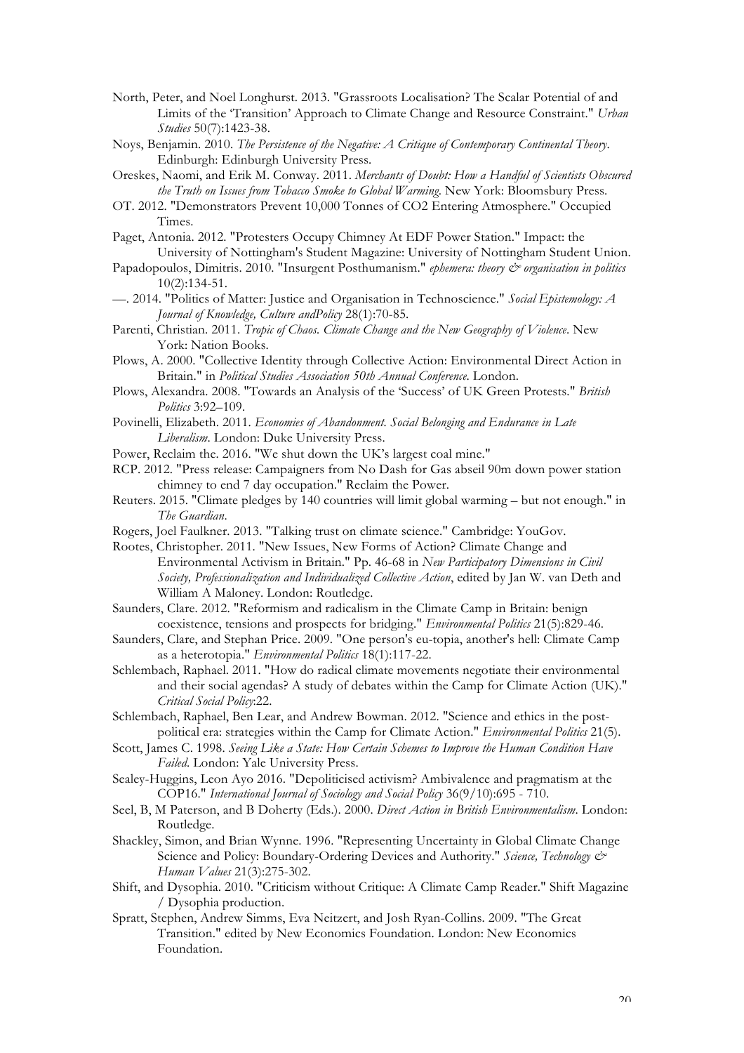North, Peter, and Noel Longhurst. 2013. "Grassroots Localisation? The Scalar Potential of and Limits of the 'Transition' Approach to Climate Change and Resource Constraint." *Urban Studies* 50(7):1423-38.

Noys, Benjamin. 2010. *The Persistence of the Negative: A Critique of Contemporary Continental Theory*. Edinburgh: Edinburgh University Press.

Oreskes, Naomi, and Erik M. Conway. 2011. *Merchants of Doubt: How a Handful of Scientists Obscured the Truth on Issues from Tobacco Smoke to Global Warming*. New York: Bloomsbury Press.

OT. 2012. "Demonstrators Prevent 10,000 Tonnes of CO2 Entering Atmosphere." Occupied Times.

Paget, Antonia. 2012. "Protesters Occupy Chimney At EDF Power Station." Impact: the University of Nottingham's Student Magazine: University of Nottingham Student Union.

Papadopoulos, Dimitris. 2010. "Insurgent Posthumanism." *ephemera: theory & organisation in politics* 10(2):134-51.

—. 2014. "Politics of Matter: Justice and Organisation in Technoscience." *Social Epistemology: A Journal of Knowledge, Culture andPolicy* 28(1):70-85.

Parenti, Christian. 2011. *Tropic of Chaos. Climate Change and the New Geography of Violence*. New York: Nation Books.

Plows, A. 2000. "Collective Identity through Collective Action: Environmental Direct Action in Britain." in *Political Studies Association 50th Annual Conference*. London.

Plows, Alexandra. 2008. "Towards an Analysis of the 'Success' of UK Green Protests." *British Politics* 3:92–109.

Povinelli, Elizabeth. 2011. *Economies of Abandonment. Social Belonging and Endurance in Late Liberalism*. London: Duke University Press.

Power, Reclaim the. 2016. "We shut down the UK's largest coal mine."

RCP. 2012. "Press release: Campaigners from No Dash for Gas abseil 90m down power station chimney to end 7 day occupation." Reclaim the Power.

Reuters. 2015. "Climate pledges by 140 countries will limit global warming – but not enough." in *The Guardian*.

Rogers, Joel Faulkner. 2013. "Talking trust on climate science." Cambridge: YouGov.

Rootes, Christopher. 2011. "New Issues, New Forms of Action? Climate Change and Environmental Activism in Britain." Pp. 46-68 in *New Participatory Dimensions in Civil Society, Professionalization and Individualized Collective Action*, edited by Jan W. van Deth and William A Maloney. London: Routledge.

Saunders, Clare. 2012. "Reformism and radicalism in the Climate Camp in Britain: benign coexistence, tensions and prospects for bridging." *Environmental Politics* 21(5):829-46.

Saunders, Clare, and Stephan Price. 2009. "One person's eu-topia, another's hell: Climate Camp as a heterotopia." *Environmental Politics* 18(1):117-22.

Schlembach, Raphael. 2011. "How do radical climate movements negotiate their environmental and their social agendas? A study of debates within the Camp for Climate Action (UK)." *Critical Social Policy*:22.

Schlembach, Raphael, Ben Lear, and Andrew Bowman. 2012. "Science and ethics in the post-political era: strategies within the Camp for Climate Action." *Environmental Politics* 21(5).

Scott, James C. 1998. *Seeing Like a State: How Certain Schemes to Improve the Human Condition Have Failed*. London: Yale University Press.

Sealey-Huggins, Leon Ayo 2016. "Depoliticised activism? Ambivalence and pragmatism at the COP16." *International Journal of Sociology and Social Policy* 36(9/10):695 - 710.

Seel, B, M Paterson, and B Doherty (Eds.). 2000. *Direct Action in British Environmentalism*. London: Routledge.

Shackley, Simon, and Brian Wynne. 1996. "Representing Uncertainty in Global Climate Change Science and Policy: Boundary-Ordering Devices and Authority." *Science, Technology & Human Values* 21(3):275-302.

Shift, and Dysophia. 2010. "Criticism without Critique: A Climate Camp Reader." Shift Magazine / Dysophia production.

Spratt, Stephen, Andrew Simms, Eva Neitzert, and Josh Ryan-Collins. 2009. "The Great Transition." edited by New Economics Foundation. London: New Economics Foundation.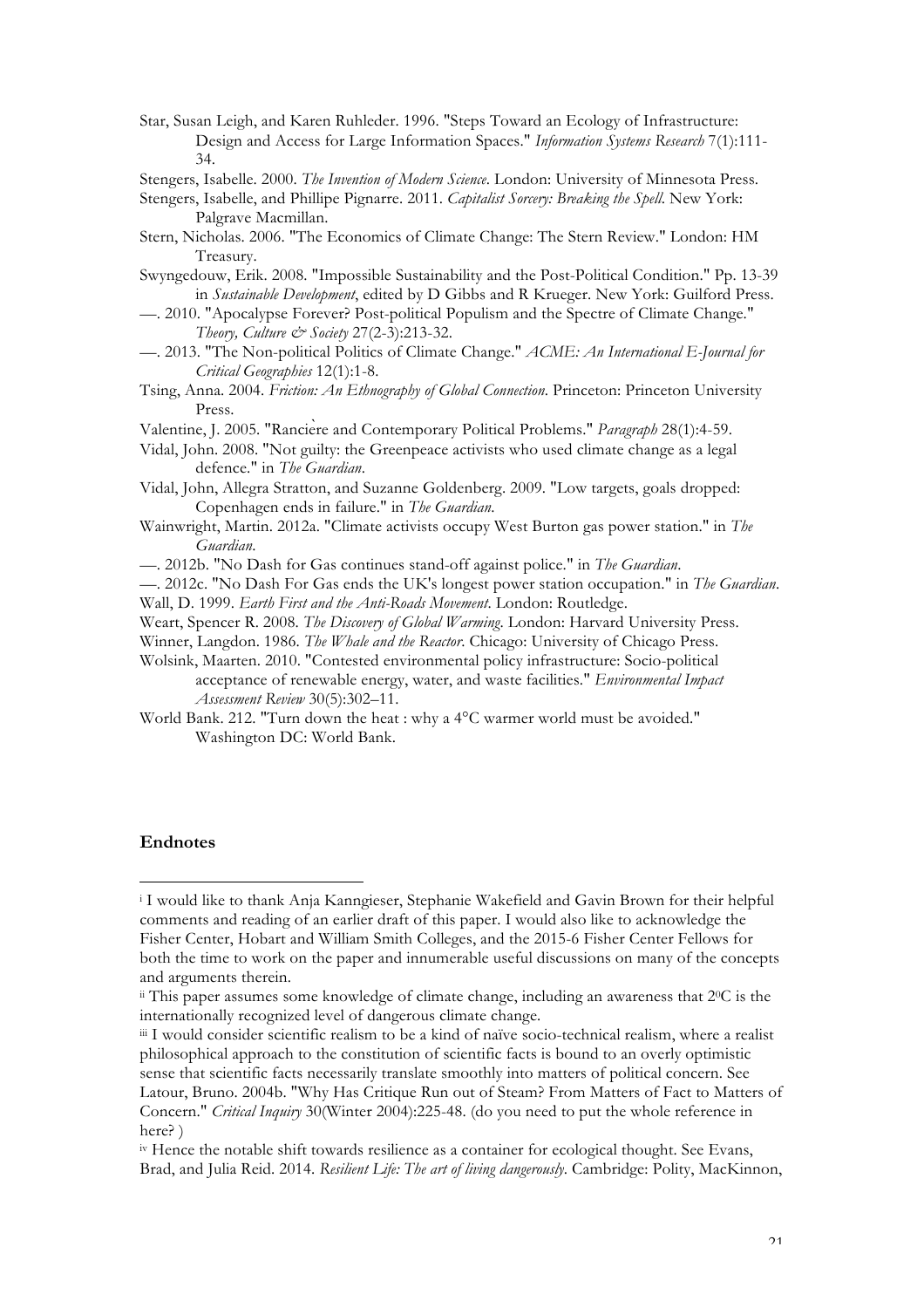Star, Susan Leigh, and Karen Ruhleder. 1996. "Steps Toward an Ecology of Infrastructure: Design and Access for Large Information Spaces." *Information Systems Research* 7(1):111-34.

Stengers, Isabelle. 2000. *The Invention of Modern Science*. London: University of Minnesota Press.

Stengers, Isabelle, and Phillipe Pignarre. 2011. *Capitalist Sorcery: Breaking the Spell*. New York: Palgrave Macmillan.

Stern, Nicholas. 2006. "The Economics of Climate Change: The Stern Review." London: HM Treasury.

Swyngedouw, Erik. 2008. "Impossible Sustainability and the Post-Political Condition." Pp. 13-39 in *Sustainable Development*, edited by D Gibbs and R Krueger. New York: Guilford Press.

—. 2010. "Apocalypse Forever? Post-political Populism and the Spectre of Climate Change." *Theory, Culture & Society* 27(2-3):213-32.

—. 2013. "The Non-political Politics of Climate Change." *ACME: An International E-Journal for Critical Geographies* 12(1):1-8.

Tsing, Anna. 2004. *Friction: An Ethnography of Global Connection*. Princeton: Princeton University Press.

Valentine, J. 2005. "Rancière and Contemporary Political Problems." *Paragraph* 28(1):4-59.

Vidal, John. 2008. "Not guilty: the Greenpeace activists who used climate change as a legal defence." in *The Guardian*.

Vidal, John, Allegra Stratton, and Suzanne Goldenberg. 2009. "Low targets, goals dropped: Copenhagen ends in failure." in *The Guardian*.

Wainwright, Martin. 2012a. "Climate activists occupy West Burton gas power station." in *The Guardian*.

—. 2012b. "No Dash for Gas continues stand-off against police." in *The Guardian*.

—. 2012c. "No Dash For Gas ends the UK's longest power station occupation." in *The Guardian*.

Wall, D. 1999. *Earth First and the Anti-Roads Movement*. London: Routledge.

Weart, Spencer R. 2008. *The Discovery of Global Warming*. London: Harvard University Press.

Winner, Langdon. 1986. *The Whale and the Reactor*. Chicago: University of Chicago Press.

Wolsink, Maarten. 2010. "Contested environmental policy infrastructure: Socio-political acceptance of renewable energy, water, and waste facilities." *Environmental Impact Assessment Review* 30(5):302–11.

World Bank. 212. "Turn down the heat : why a 4°C warmer world must be avoided." Washington DC: World Bank.

## Endnotes

[i] I would like to thank Anja Kanngieser, Stephanie Wakefield and Gavin Brown for their helpful comments and reading of an earlier draft of this paper. I would also like to acknowledge the Fisher Center, Hobart and William Smith Colleges, and the 2015-6 Fisher Center Fellows for both the time to work on the paper and innumerable useful discussions on many of the concepts and arguments therein.

[ii] This paper assumes some knowledge of climate change, including an awareness that 2°C is the internationally recognized level of dangerous climate change.

[iii] I would consider scientific realism to be a kind of naïve socio-technical realism, where a realist philosophical approach to the constitution of scientific facts is bound to an overly optimistic sense that scientific facts necessarily translate smoothly into matters of political concern. See Latour, Bruno. 2004b. "Why Has Critique Run out of Steam? From Matters of Fact to Matters of Concern." *Critical Inquiry* 30(Winter 2004):225-48. (do you need to put the whole reference in here? )

[iv] Hence the notable shift towards resilience as a container for ecological thought. See Evans, Brad, and Julia Reid. 2014. *Resilient Life: The art of living dangerously*. Cambridge: Polity, MacKinnon,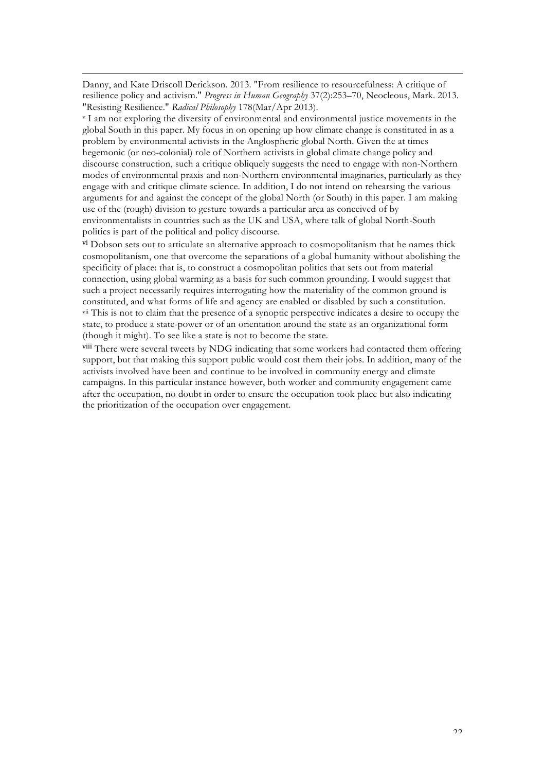Danny, and Kate Driscoll Derickson. 2013. "From resilience to resourcefulness: A critique of resilience policy and activism." *Progress in Human Geography* 37(2):253–70, Neocleous, Mark. 2013. "Resisting Resilience." *Radical Philosophy* 178(Mar/Apr 2013).

[v] I am not exploring the diversity of environmental and environmental justice movements in the global South in this paper. My focus in on opening up how climate change is constituted in as a problem by environmental activists in the Anglospheric global North. Given the at times hegemonic (or neo-colonial) role of Northern activists in global climate change policy and discourse construction, such a critique obliquely suggests the need to engage with non-Northern modes of environmental praxis and non-Northern environmental imaginaries, particularly as they engage with and critique climate science. In addition, I do not intend on rehearsing the various arguments for and against the concept of the global North (or South) in this paper. I am making use of the (rough) division to gesture towards a particular area as conceived of by environmentalists in countries such as the UK and USA, where talk of global North-South politics is part of the political and policy discourse.

[vi] Dobson sets out to articulate an alternative approach to cosmopolitanism that he names thick cosmopolitanism, one that overcome the separations of a global humanity without abolishing the specificity of place: that is, to construct a cosmopolitan politics that sets out from material connection, using global warming as a basis for such common grounding. I would suggest that such a project necessarily requires interrogating how the materiality of the common ground is constituted, and what forms of life and agency are enabled or disabled by such a constitution.

[vii] This is not to claim that the presence of a synoptic perspective indicates a desire to occupy the state, to produce a state-power or of an orientation around the state as an organizational form (though it might). To see like a state is not to become the state.

[viii] There were several tweets by NDG indicating that some workers had contacted them offering support, but that making this support public would cost them their jobs. In addition, many of the activists involved have been and continue to be involved in community energy and climate campaigns. In this particular instance however, both worker and community engagement came after the occupation, no doubt in order to ensure the occupation took place but also indicating the prioritization of the occupation over engagement.